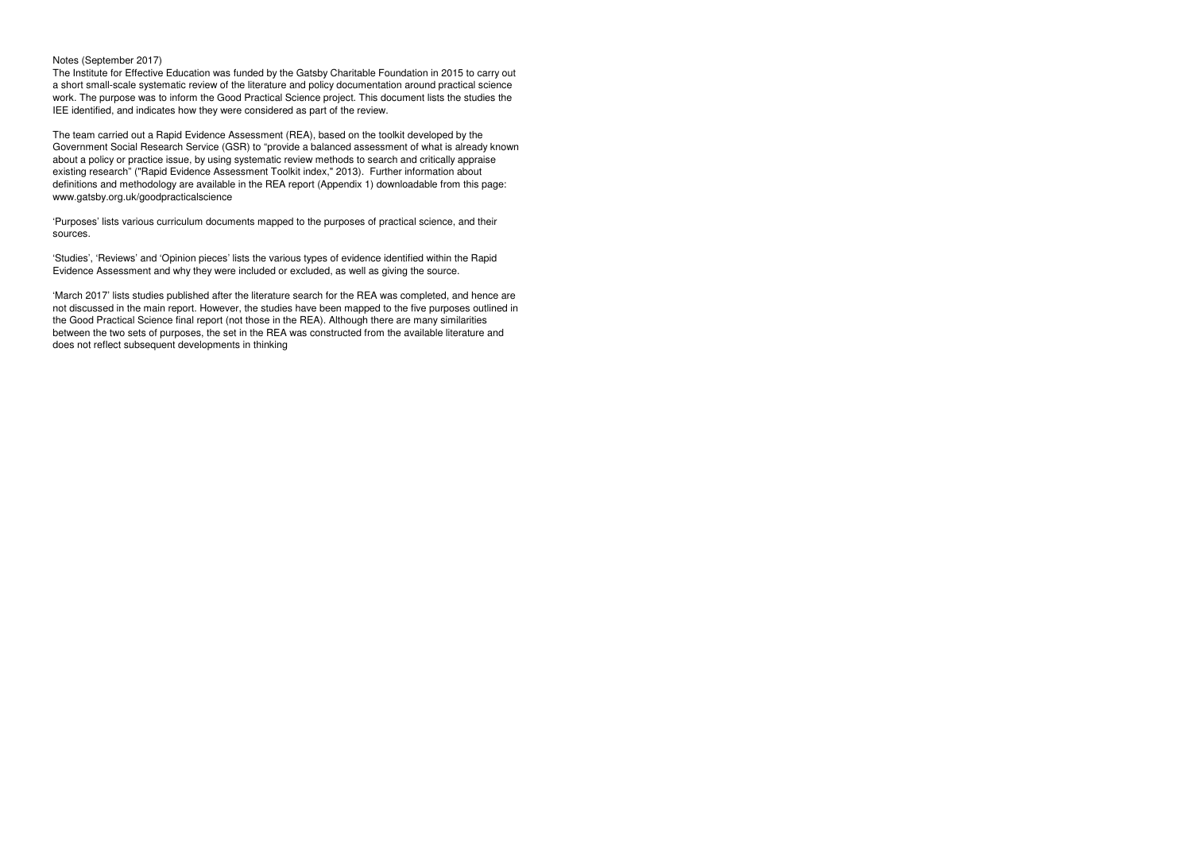Notes (September 2017)

The Institute for Effective Education was funded by the Gatsby Charitable Foundation in 2015 to carry out a short small-scale systematic review of the literature and policy documentation around practical science work. The purpose was to inform the Good Practical Science project. This document lists the studies the IEE identified, and indicates how they were considered as part of the review.

The team carried out a Rapid Evidence Assessment (REA), based on the toolkit developed by the Government Social Research Service (GSR) to "provide a balanced assessment of what is already known about a policy or practice issue, by using systematic review methods to search and critically appraise existing research" ("Rapid Evidence Assessment Toolkit index," 2013). Further information about definitions and methodology are available in the REA report (Appendix 1) downloadable from this page: www.gatsby.org.uk/goodpracticalscience

'Purposes' lists various curriculum documents mapped to the purposes of practical science, and their sources.

'Studies', 'Reviews' and 'Opinion pieces' lists the various types of evidence identified within the Rapid Evidence Assessment and why they were included or excluded, as well as giving the source.

'March 2017' lists studies published after the literature search for the REA was completed, and hence are not discussed in the main report. However, the studies have been mapped to the five purposes outlined in the Good Practical Science final report (not those in the REA). Although there are many similarities between the two sets of purposes, the set in the REA was constructed from the available literature and does not reflect subsequent developments in thinking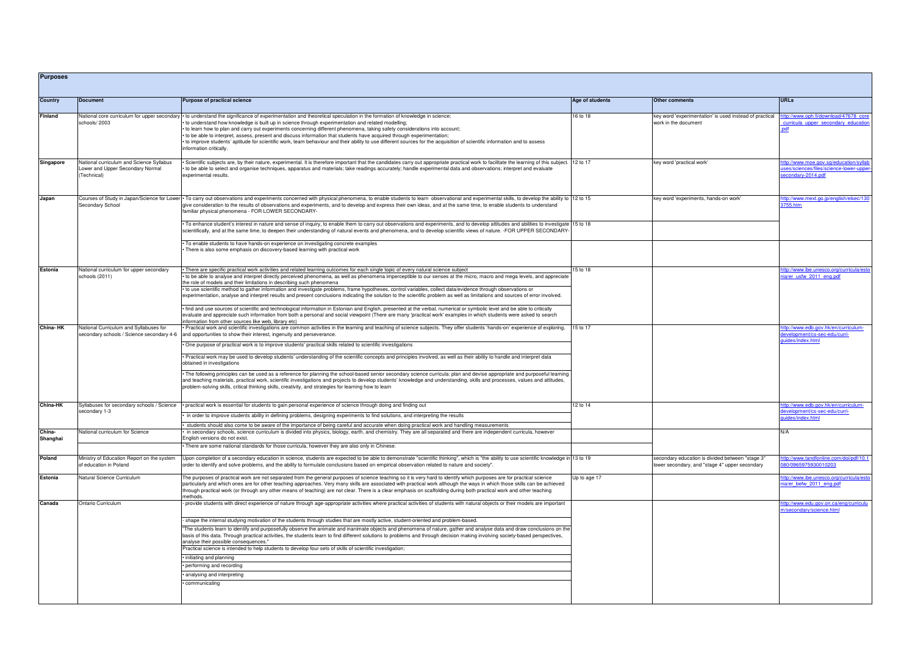## Purposes

| Country | Document | Purpose of practical science | Age of students | Other comments | URLs |
|---|---|---|---|---|---|
| Finland | National core curriculum for upper secondary schools/ 2003 | • to understand the significance of experimentation and theoretical speculation in the formation of knowledge in science;<br>• to understand how knowledge is built up in science through experimentation and related modelling;<br>• to learn how to plan and carry out experiments concerning different phenomena, taking safety considerations into account;<br>• to be able to interpret, assess, present and discuss information that students have acquired through experimentation;<br>• to improve students' aptitude for scientific work, team behaviour and their ability to use different sources for the acquisition of scientific information and to assess information critically. | 16 to 18 | key word 'experimentation' is used instead of practical work in the document | http://www.oph.fi/download/47678_core_curricula_upper_secondary_education.pdf |
| Singapore | National curriculum and Science Syllabus Lower and Upper Secondary Normal (Technical) | • Scientific subjects are, by their nature, experimental. It is therefore important that the candidates carry out appropriate practical work to facilitate the learning of this subject.<br>• to be able to select and organise techniques, apparatus and materials; take readings accurately; handle experimental data and observations; interpret and evaluate experimental results. | 12 to 17 | key word 'practical work' | http://www.moe.gov.sg/education/syllabuses/sciences/files/science-lower-upper-secondary-2014.pdf |
| Japan | Courses of Study in Japan/Science for Lower Secondary School | • To carry out observations and experiments concerned with physical phenomena, to enable students to learn observational and experimental skills, to develop the ability to give consideration to the results of observations and experiments, and to develop and express their own ideas, and at the same time, to enable students to understand familiar physical phenomena - FOR LOWER SECONDARY- | 12 to 15 | key word 'experiments, hands-on work' | http://www.mext.go.jp/english/elsec/1303755.htm |
| | | • To enhance student's interest in nature and sense of inquiry, to enable them to carry out observations and experiments, and to develop attitudes and abilities to investigate scientifically, and at the same time, to deepen their understanding of natural events and phenomena, and to develop scientific views of nature. -FOR UPPER SECONDARY- | 15 to 18 | | |
| | | • To enable students to have hands-on experience on investigating concrete examples<br>• There is also some emphasis on discovery-based learning with practical work | | | |
| Estonia | National curriculum for upper secondary schools (2011) | • There are specific practical work activities and related learning outcomes for each single topic of every natural science subject<br>• to be able to analyse and interpret directly perceived phenomena, as well as phenomena imperceptible to our senses at the micro, macro and mega levels, and appreciate the role of models and their limitations in describing such phenomena<br>• to use scientific method to gather information and investigate problems, frame hypotheses, control variables, collect data/evidence through observations or experimentation, analyse and interpret results and present conclusions indicating the solution to the scientific problem as well as limitations and sources of error involved.<br>• find and use sources of scientific and technological information in Estonian and English, presented at the verbal, numerical or symbolic level and be able to critically evaluate and appreciate such information from both a personal and social viewpoint (There are many 'practical work' examples in which students were asked to search information from other sources like web, library etc) | 15 to 18 | | http://www.ibe.unesco.org/curricula/estonia/er_usfw_2011_eng.pdf |
| China- HK | National Curriculum and Syllabuses for secondary schools / Science secondary 4-6 | • Practical work and scientific investigations are common activities in the learning and teaching of science subjects. They offer students 'hands-on' experience of exploring, and opportunities to show their interest, ingenuity and perseverance.<br>• One purpose of practical work is to improve students' practical skills related to scientific investigations<br>• Practical work may be used to develop students' understanding of the scientific concepts and principles involved, as well as their ability to handle and interpret data obtained in investigations<br>• The following principles can be used as a reference for planning the school-based senior secondary science curricula: plan and devise appropriate and purposeful learning and teaching materials, practical work, scientific investigations and projects to develop students' knowledge and understanding, skills and processes, values and attitudes, problem-solving skills, critical thinking skills, creativity, and strategies for learning how to learn | 15 to 17 | | http://www.edb.gov.hk/en/curriculum-development/cs-sec-edu/curri-guides/index.html |
| China-HK | Syllabuses for secondary schools / Science secondary 1-3 | • practical work is essential for students to gain personal experience of science through doing and finding out<br>• in order to improve students ability in defining problems, designing experiments to find solutions, and interpreting the results<br>• students should also come to be aware of the importance of being careful and accurate when doing practical work and handling measurements | 12 to 14 | | http://www.edb.gov.hk/en/curriculum-development/cs-sec-edu/curri-guides/index.html |
| China-Shanghai | National curriculum for Science | • in secondary schools, science curriculum is divided into physics, biology, earth, and chemistry. They are all separated and there are independent curricula, however English versions do not exist.<br>• There are some national standards for those curricula, however they are also only in Chinese. | | | N/A |
| Poland | Ministry of Education Report on the system of education in Poland | Upon completion of a secondary education in science, students are expected to be able to demonstrate "scientific thinking", which is "the ability to use scientific knowledge in order to identify and solve problems, and the ability to formulate conclusions based on empirical observation related to nature and society". | 13 to 19 | secondary education is divided between "stage 3" lower secondary, and "stage 4" upper secondary | http://www.tandfonline.com/doi/pdf/10.1080/0965975930010203 |
| Estonia | Natural Science Curriculum | The purposes of practical work are not separated from the general purposes of science teaching so it is very hard to identify which purposes are for practical science particularly and which ones are for other teaching approaches. Very many skills are associated with practical work although the ways in which those skills can be achieved through practical work (or through any other means of teaching) are not clear. There is a clear emphasis on scaffolding during both practical work and other teaching methods. | Up to age 17 | | http://www.ibe.unesco.org/curricula/estonia/er_befw_2011_eng.pdf |
| Canada | Ontario Curriculum | - provide students with direct experience of nature through age-appropriate activities where practical activities of students with natural objects or their models are important<br>- shape the internal studying motivation of the students through studies that are mostly active, student-oriented and problem-based.<br>"The students learn to identify and purposefully observe the animate and inanimate objects and phenomena of nature, gather and analyse data and draw conclusions on the basis of this data. Through practical activities, the students learn to find different solutions to problems and through decision making involving society-based perspectives, analyse their possible consequences."<br>Practical science is intended to help students to develop four sets of skills of scientific investigation;<br>• initiating and planning<br>• performing and recording<br>• analysing and interpreting<br>• communicating | | | http://www.edu.gov.on.ca/eng/curriculum/secondary/science.html |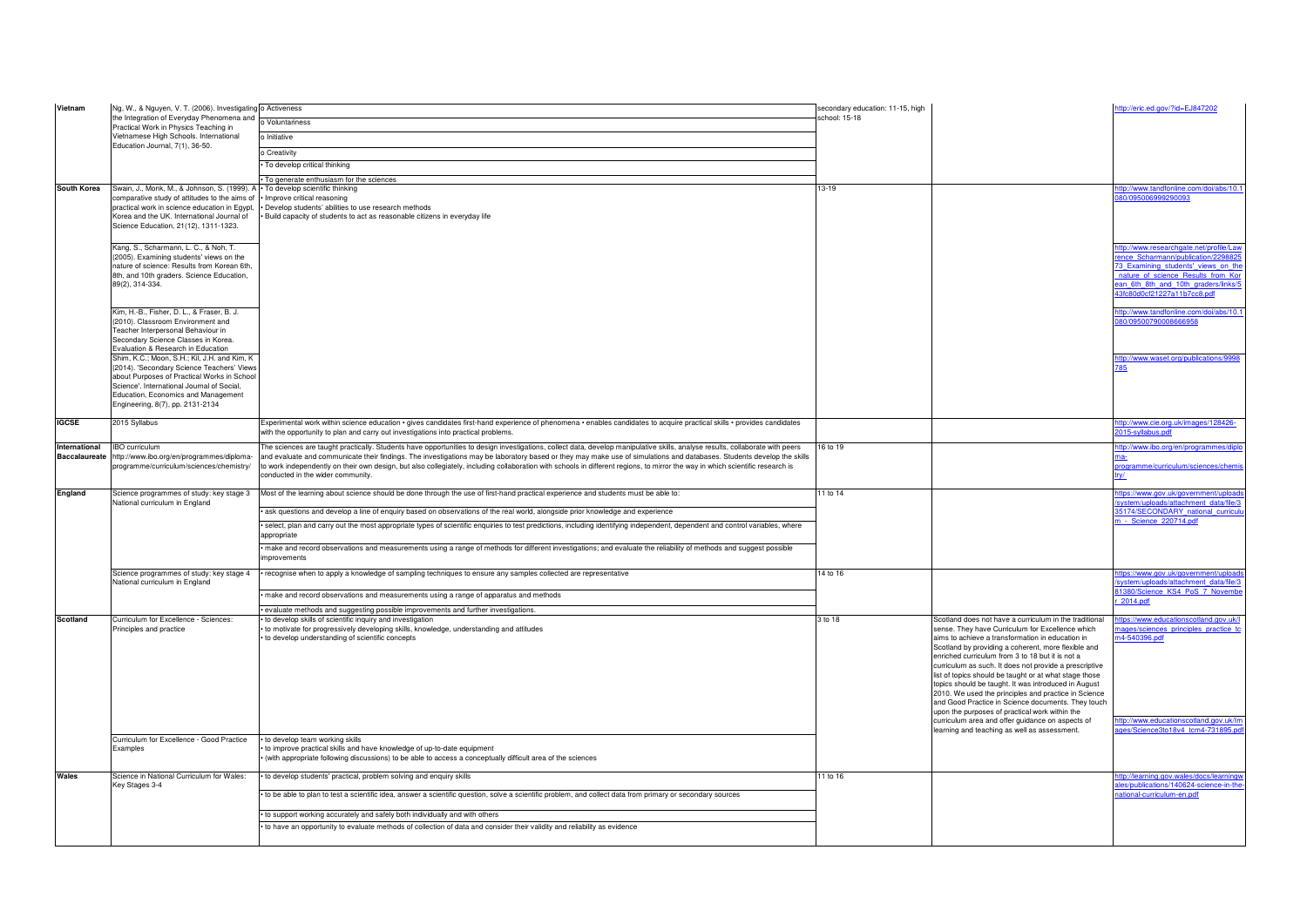| | | | | | |
|---|---|---|---|---|---|
| **Vietnam** | Ng, W., & Nguyen, V. T. (2006). Investigating the Integration of Everyday Phenomena and Practical Work in Physics Teaching in Vietnamese High Schools. International Education Journal, 7(1), 36-50. | o Activeness<br>o Voluntariness<br>o Initiative<br>o Creativity<br>• To develop critical thinking<br>• To generate enthusiasm for the sciences | secondary education: 11-15, high school: 15-18 | | http://eric.ed.gov/?id=EJ847202 |
| **South Korea** | Swain, J., Monk, M., & Johnson, S. (1999). A comparative study of attitudes to the aims of practical work in science education in Egypt, Korea and the UK. International Journal of Science Education, 21(12), 1311-1323. | • To develop scientific thinking<br>• Improve critical reasoning<br>• Develop students' abilities to use research methods<br>• Build capacity of students to act as reasonable citizens in everyday life | 13-19 | | http://www.tandfonline.com/doi/abs/10.1080/095006999290093 |
| | Kang, S., Scharmann, L. C., & Noh, T. (2005). Examining students' views on the nature of science: Results from Korean 6th, 8th, and 10th graders. Science Education, 89(2), 314-334. | | | | http://www.researchgate.net/profile/Lawrence_Scharmann/publication/229882573_Examining_students'_views_on_the_nature_of_science_Results_from_Korean_6th_8th_and_10th_graders/links/543fc80d0cf21227a11b7cc8.pdf |
| | Kim, H.-B., Fisher, D. L., & Fraser, B. J. (2010). Classroom Environment and Teacher Interpersonal Behaviour in Secondary Science Classes in Korea. Evaluation & Research in Education | | | | http://www.tandfonline.com/doi/abs/10.1080/09500790008666958 |
| | Shim, K.C.; Moon, S.H.; Kil, J.H. and Kim, K (2014). 'Secondary Science Teachers' Views about Purposes of Practical Works in School Science'. International Journal of Social, Education, Economics and Management Engineering, 8(7), pp. 2131-2134 | | | | http://www.waset.org/publications/9998785 |
| **IGCSE** | 2015 Syllabus | Experimental work within science education • gives candidates first-hand experience of phenomena • enables candidates to acquire practical skills • provides candidates with the opportunity to plan and carry out investigations into practical problems. | | | http://www.cie.org.uk/images/128426-2015-syllabus.pdf |
| **International Baccalaureate** | IBO curriculum http://www.ibo.org/en/programmes/diploma-programme/curriculum/sciences/chemistry/ | The sciences are taught practically. Students have opportunities to design investigations, collect data, develop manipulative skills, analyse results, collaborate with peers and evaluate and communicate their findings. The investigations may be laboratory based or they may make use of simulations and databases. Students develop the skills to work independently on their own design, but also collegiately, including collaboration with schools in different regions, to mirror the way in which scientific research is conducted in the wider community. | 16 to 19 | | http://www.ibo.org/en/programmes/diploma-programme/curriculum/sciences/chemistry/ |
| **England** | Science programmes of study: key stage 3 National curriculum in England | Most of the learning about science should be done through the use of first-hand practical experience and students must be able to:<br>• ask questions and develop a line of enquiry based on observations of the real world, alongside prior knowledge and experience<br>• select, plan and carry out the most appropriate types of scientific enquiries to test predictions, including identifying independent, dependent and control variables, where appropriate<br>• make and record observations and measurements using a range of methods for different investigations; and evaluate the reliability of methods and suggest possible improvements | 11 to 14 | | https://www.gov.uk/government/uploads/system/uploads/attachment_data/file/335174/SECONDARY_national_curriculum_-_Science_220714.pdf |
| | Science programmes of study: key stage 4 National curriculum in England | • recognise when to apply a knowledge of sampling techniques to ensure any samples collected are representative<br>• make and record observations and measurements using a range of apparatus and methods<br>• evaluate methods and suggesting possible improvements and further investigations. | 14 to 16 | | https://www.gov.uk/government/uploads/system/uploads/attachment_data/file/381380/Science_KS4_PoS_7_November_2014.pdf |
| **Scotland** | Curriculum for Excellence - Sciences: Principles and practice | • to develop skills of scientific inquiry and investigation<br>• to motivate for progressively developing skills, knowledge, understanding and attitudes<br>• to develop understanding of scientific concepts | 3 to 18 | Scotland does not have a curriculum in the traditional sense. They have Curriculum for Excellence which aims to achieve a transformation in education in Scotland by providing a coherent, more flexible and enriched curriculum from 3 to 18 but it is not a curriculum as such. It does not provide a prescriptive list of topics should be taught or at what stage those topics should be taught. It was introduced in August 2010. We used the principles and practice in Science and Good Practice in Science documents. They touch upon the purposes of practical work within the curriculum area and offer guidance on aspects of learning and teaching as well as assessment. | https://www.educationscotland.gov.uk/Images/sciences_principles_practice_tcm4-540396.pdf |
| | Curriculum for Excellence - Good Practice Examples | • to develop team working skills<br>• to improve practical skills and have knowledge of up-to-date equipment<br>• (with appropriate following discussions) to be able to access a conceptually difficult area of the sciences | | | http://www.educationscotland.gov.uk/Images/Science3to18v4_tcm4-731895.pdf |
| **Wales** | Science in National Curriculum for Wales: Key Stages 3-4 | • to develop students' practical, problem solving and enquiry skills<br>• to be able to plan to test a scientific idea, answer a scientific question, solve a scientific problem, and collect data from primary or secondary sources<br>• to support working accurately and safely both individually and with others<br>• to have an opportunity to evaluate methods of collection of data and consider their validity and reliability as evidence | 11 to 16 | | http://learning.gov.wales/docs/learningwales/publications/140624-science-in-the-national-curriculum-en.pdf |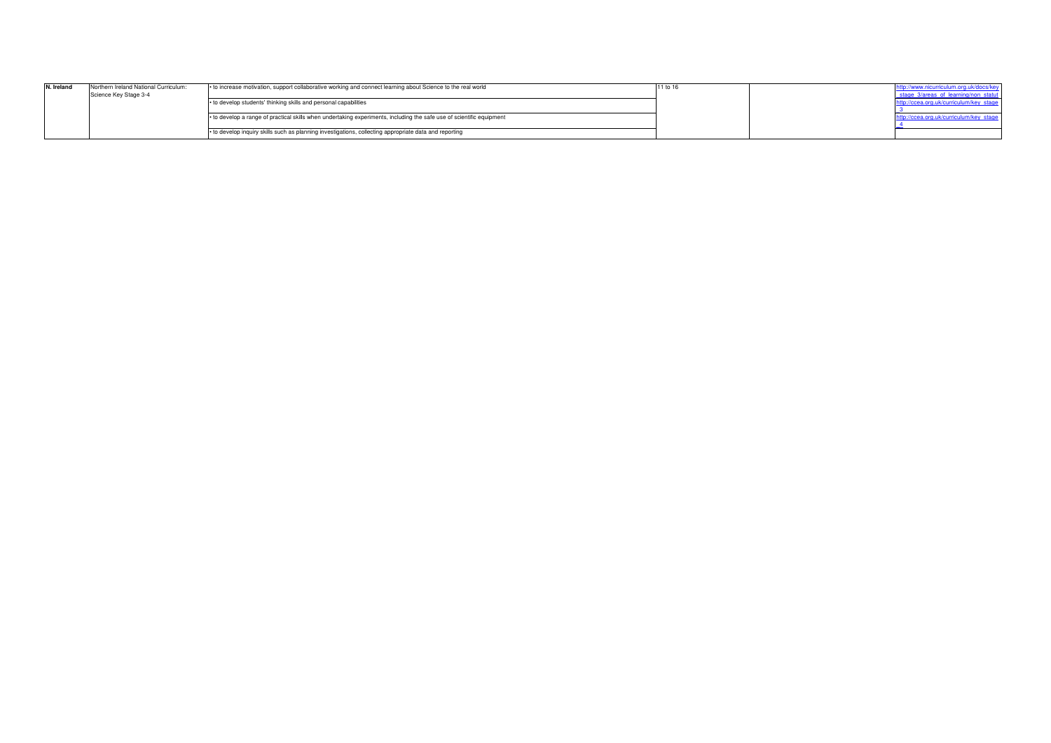| N. Ireland | Northern Ireland National Curriculum: Science Key Stage 3-4 | • to increase motivation, support collaborative working and connect learning about Science to the real world | 11 to 16 | | http://www.nicurriculum.org.uk/docs/key_stage_3/areas_of_learning/non_statut |
|---|---|---|---|---|---|
| | | • to develop students' thinking skills and personal capabilities | | | http://ccea.org.uk/curriculum/key_stage_3 |
| | | • to develop a range of practical skills when undertaking experiments, including the safe use of scientific equipment | | | http://ccea.org.uk/curriculum/key_stage_4 |
| | | • to develop inquiry skills such as planning investigations, collecting appropriate data and reporting | | | |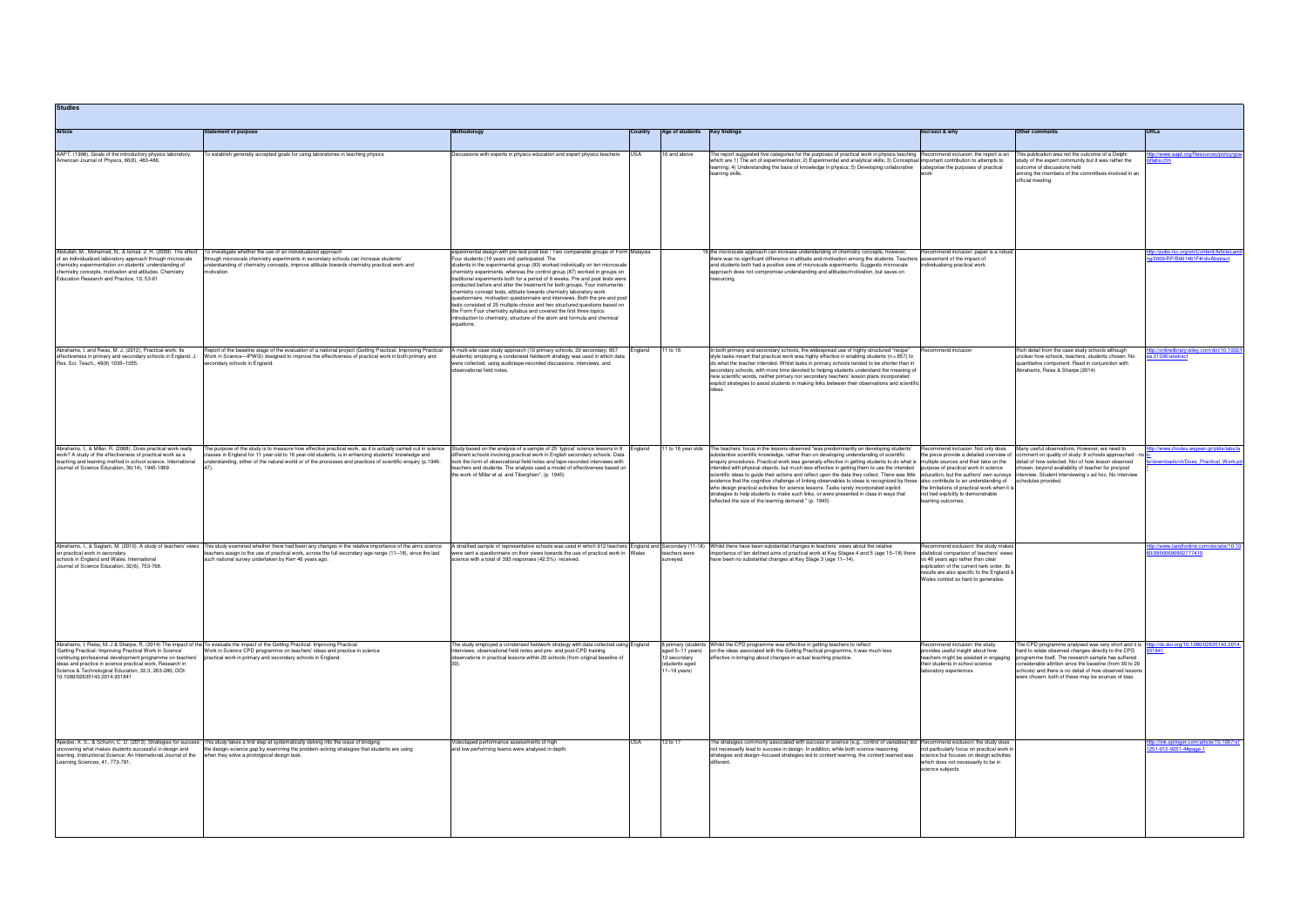## Studies

| Article | Statement of purpose | Methodology | Country | Age of students | Key findings | Incl/excl & why | Other comments | URLs |
|---|---|---|---|---|---|---|---|---|
| AAPT. (1998). Goals of the introductory physics laboratory. American Journal of Physics, 66(6), 483-486. | To establish generally accepted goals for using laboratories in teaching physics | Discussions with experts in physics education and expert physics teachers | USA | 16 and above | The report suggested five categories for the purposes of practical work in physics teaching which are 1) The art of experimentation; 2) Experimental and analytical skills; 3) Conceptual learning; 4) Understanding the basis of knowledge in physics; 5) Developing collaborative learning skills. | Recommend inclusion: the report is an important contribution to attempts to categorise the purposes of practical work | This publication was not the outcome of a Delphi study of the expert community but it was rather the outcome of discussions held among the members of the committees involved in an official meeting. | http://www.aapt.org/Resources/policy/goaloflabs.cfm |
| Abdullah, M., Mohamed, N., & Ismail, Z. H. (2009). The effect of an individualized laboratory approach through microscale chemistry experimentation on students' understanding of chemistry concepts, motivation and attitudes. Chemistry Education Research and Practice, 10, 53-61 | To investigate whether the use of an individualized approach through microscale chemistry experiments in secondary schools can increase students' understanding of chemistry concepts, improve attitude towards chemistry practical work and motivation. | experimental design with pre-test post-test / Two comparable groups of Form Four students (16 years old) participated. The students in the experimental group (83) worked individually on ten microscale chemistry experiments, whereas the control group (87) worked in groups on traditional experiments both for a period of 8 weeks. Pre and post tests were conducted before and after the treatment for both groups. Four instruments: chemistry concept tests, attitude towards chemistry laboratory work questionnaire, motivation questionnaire and interviews. Both the pre and post tests consisted of 25 multiple-choice and two structured questions based on the Form Four chemistry syllabus and covered the first three topics: introduction to chemistry, structure of the atom and formula and chemical equations. | Malaysia | 16 | the microscale approach can increase understanding of chemistry concepts, however, there was no significant difference in attitude and motivation among the students. Teachers and students both had a positive view of microscale experiments. Suggests microscale approach does not compromise understanding and attitudes/motivation, but saves on resourcing. | Recommend inclusion: paper is a robust assessment of the impact of individualising practical work | | http://pubs.rsc.org/en/Content/ArticleLanding/2009/RP/B901461F#!divAbstract |
| Abrahams, I. and Reiss, M. J. (2012). Practical work: Its effectiveness in primary and secondary schools in England. J. Res. Sci. Teach., 49(8) 1035–1055. | Report of the baseline stage of the evaluation of a national project (Getting Practical: Improving Practical Work in Science—IPWiS) designed to improve the effectiveness of practical work in both primary and secondary schools in England. | A multi-site case study approach (10 primary schools, 20 secondary; 857 students) employing a condensed fieldwork strategy was used in which data were collected, using audiotape-recorded discussions, interviews, and observational field notes. | England | 11 to 18 | In both primary and secondary schools, the widespread use of highly structured "recipe" style tasks meant that practical work was highly effective in enabling students (n = 857) to do what the teacher intended. Whilst tasks in primary schools tended to be shorter than in secondary schools, with more time devoted to helping students understand the meaning of new scientific words, neither primary nor secondary teachers' lesson plans incorporated explicit strategies to assist students in making links between their observations and scientific ideas. | Recommend inclusion | Rich detail from the case study schools although unclear how schools, teachers, students chosen. No quantitative component. Read in conjunction with Abrahams, Reiss & Sharpe (2014) | http://onlinelibrary.wiley.com/doi/10.1002/tea.21036/abstract |
| Abrahams, I., & Millar, R. (2008). Does practical work really work? A study of the effectiveness of practical work as a teaching and learning method in school science. International Journal of Science Education, 30(14), 1945-1969. | The purpose of the study is to measure how effective practical work, as it is actually carried out in science classes in England for 11 year-old to 16 year-old students, is in enhancing students' knowledge and understanding, either of the natural world or of the processes and practices of scientific enquiry (p.1946-47). | Study based on the analysis of a sample of 25 'typical' science lessons in 8 different schools involving practical work in English secondary schools. Data took the form of observational field notes and tape-recorded interviews with teachers and students. The analysis used a model of effectiveness based on the work of Millar et al. and Tiberghien". (p. 1945) | England | 11 to 16 year olds | The teachers' focus in the lessons observed "was predominantly on developing students' substantive scientific knowledge, rather than on developing understanding of scientific enquiry procedures. Practical work was generally effective in getting students to do what is intended with physical objects, but much less effective in getting them to use the intended scientific ideas to guide their actions and reflect upon the data they collect. There was little evidence that the cognitive challenge of linking observables to ideas is recognized by those who design practical activities for science lessons. Tasks rarely incorporated explicit strategies to help students to make such links, or were presented in class in ways that reflected the size of the learning demand." (p. 1945) | Recommend inclusion: Not only does the piece provide a detailed overview of multiple sources and their take on the purpose of practical work in science education, but the authors' own surveys also contribute to an understanding of the limitations of practical work when it is not tied explicitly to demonstrable learning outcomes. | Many useful observations. However, we need to comment on quality of study: 8 schools approached - no detail of how selected. Nor of how lesson observed chosen, beyond availability of teacher for pre/post interview. Student interviewing v ad hoc. No interview schedules provided. | http://www.rhodes.aegean.gr/ptde/labs/lafe/downloads/cti/Does_Practical_Work.pdf |
| Abrahams, I., & Saglam, M. (2010). A study of teachers' views on practical work in secondary schools in England and Wales. International Journal of Science Education, 32(6), 753-768. | This study examined whether there had been any changes in the relative importance of the aims science teachers assign to the use of practical work, across the full secondary age range (11–18), since the last such national survey undertaken by Kerr 46 years ago. | A stratified sample of representative schools was used in which 912 teachers were sent a questionnaire on their views towards the use of practical work in science with a total of 393 responses (42.5%) received. | England and Wales | Secondary (11-18) teachers were surveyed | Whilst there have been substantial changes in teachers' views about the relative importance of ten defined aims of practical work at Key Stages 4 and 5 (age 15–18) there have been no substantial changes at Key Stage 3 (age 11–14). | Recommend exclusion: the study makes statistical comparison of teachers' views vs 46 years ago rather than clear explication of the current rank order. Its results are also specific to the England & Wales context so hard to generalise. | | http://www.tandfonline.com/doi/abs/10.1080/09500690902777410 |
| Abrahams, I, Reiss, M. J & Sharpe, R. (2014) The impact of the 'Getting Practical: Improving Practical Work in Science' continuing professional development programme on teachers' ideas and practice in science practical work, Research in Science & Technological Education, 32:3, 263-280, DOI: 10.1080/02635143.2014.931841 | To evaluate the impact of the Getting Practical: Improving Practical Work in Science CPD programme on teachers' ideas and practice in science practical work in primary and secondary schools in England. | The study employed a condensed fieldwork strategy with data collected using interviews, observational field notes and pre- and post-CPD training observations in practical lessons within 20 schools (from original baseline of 30). | England | 8 primary (students aged 5–11 years) 12 secondary (students aged 11–18 years) | Whilst the CPD programme was effective in getting teachers to reflect on the ideas associated with the Getting Practical programme, it was much less effective in bringing about changes in actual teaching practice. | Recommend inclusion: the study provides useful insight about how teachers might be assisted in engaging their students in school science laboratory experiences | The CPD programme analysed was very short and it is hard to relate observed changes directly to the CPD programme itself. The research sample has suffered considerable attrition since the baseline (from 30 to 20 schools) and there is no detail of how observed lessons were chosen: both of these may be sources of bias. | http://dx.doi.org/10.1080/02635143.2014.931841 |
| Apedoe, X. S., & Schunn, C. D. (2013). Strategies for success: uncovering what makes students successful in design and learning. Instructional Science: An International Journal of the Learning Sciences, 41, 773-791. | This study takes a first step at systematically delving into the issue of bridging the design–science gap by examining the problem-solving strategies that students are using when they solve a prototypical design task. | Videotaped performance assessments of high and low performing teams were analysed in depth. | USA | 12 to 17 | The strategies commonly associated with success in science (e.g., control of variables) did not necessarily lead to success in design. In addition, while both science reasoning strategies and design–focused strategies led to content learning, the content learned was different. | Recommend exclusion: the study does not particularly focus on practical work in science but focuses on design activities which does not necessarily to be in science subjects | | http://link.springer.com/article/10.1007/s11251-012-9251-4#page-1 |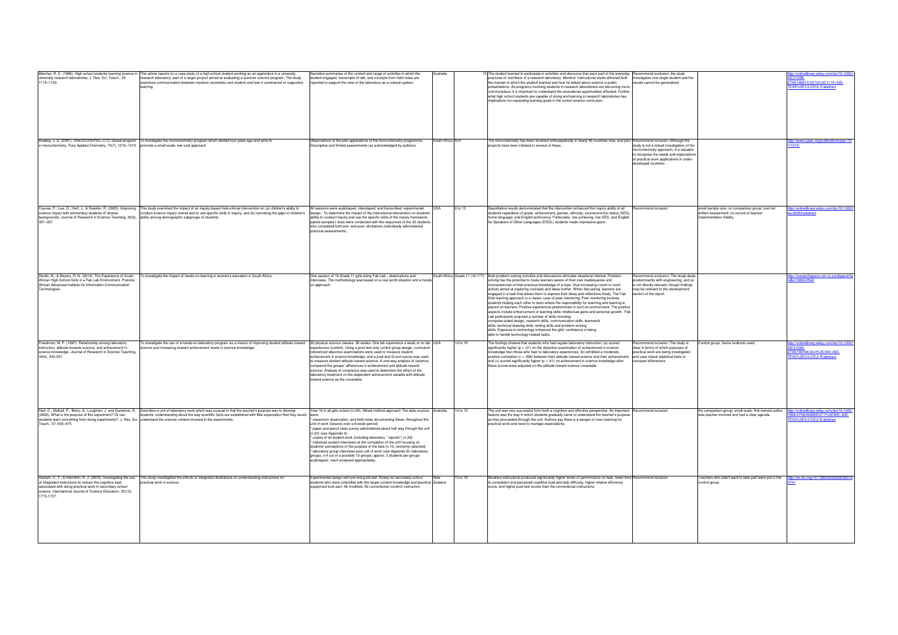| | | | | | | | | |
|---|---|---|---|---|---|---|---|---|
| Bleicher, R. E. (1996). High school students learning science in university research laboratories. J. Res. Sci. Teach., 33: 1115–1133. | This article reports on a case study of a high school student working as an apprentice in a university research laboratory, part of a larger project aimed at evaluating a summer science program. The study examined communication between mentors (scientists) and student and how it constrained or supported learning. | Narrative summaries of the context and range of activities in which the student engaged, transcripts of talk, and excerpts from field notes are reported to support the view of the laboratory as a cultural system. | Australia | 15 | The student learned to participate in activities and discourse that were part of the everyday practices of members of a research laboratory. Mentors' instructional styles affected both the manner in which the student learned and how he talked about science in public presentations. As programs involving students in research laboratories are becoming more commonplace, it is important to understand the educational opportunities afforded. Further, what high school students are capable of doing and learning in research laboratories has implications for expanding learning goals in the school science curriculum. | Recommend exclusion: the study investigates one single student and the results cannot be generalised | | http://onlinelibrary.wiley.com/doi/10.1002/(SICI)1098-2736(199612)33:10%3C1115::AID-TEA5%3E3.0.CO;2-V/abstract |
| Bradley, J. D. (2001). UNESCO/IUPAC–CTC Global program in microchemistry. Pure Applied Chemistry, 73(7), 1215–1219 | To investigate the microchemistry program which started four years ago and aims to promote a small-scale, low-cost approach. | Observations of the pilot applications of the microchemistry programme. Descriptive and limited assessments (as acknowledged by authors) | South Africa | N/A | The microchemistry has been received enthusiastically in nearly 40 countries now, and pilot projects have been initiated in several of these. | Recommend inclusion: Although the study is not a robust investigation of the microchemistry approach, it is valuable to recognise the needs and expectations of practical work applications in under-developed countries | | http://www.iupac.org/publications/pac/73/7/1215/ |
| Cuevas, P., Lee, O., Hart, J., & Deaktor, R. (2005). Improving science inquiry with elementary students of diverse backgrounds. Journal of Research in Science Teaching, 42(3), 337–357 | This study examined the impact of an inquiry-based instructional intervention on (a) children's ability to conduct science inquiry overall and to use specific skills in inquiry, and (b) narrowing the gaps in children's ability among demographic subgroups of students | All sessions were audiotaped, videotaped, and transcribed. experimental design / To determine the impact of the instructional intervention on students' ability to conduct inquiry and use the specific skills of the inquiry framework, paired samples t tests were conducted with the responses of the 25 students who completed both pre- and post- elicitations (individually administered practical assessments). | USA | 9 to 13 | Quantitative results demonstrated that the intervention enhanced the inquiry ability of all students regardless of grade, achievement, gender, ethnicity, socioeconomic status (SES), home language, and English proficiency. Particularly, low-achieving, low-SES, and English for Speakers of Other Languages (ESOL) students made impressive gains. | Recommend inclusion | small sample size; no comparison group; oral not written assessment; no record of teacher implementation fidelity. | http://onlinelibrary.wiley.com/doi/10.1002/tea.20053/abstract |
| Dlodlo, N., & Beyers, R. N. (2014). The Experience of South African High-School Girls in a Fab Lab Environment. Pretoria: African Advanced Institute for Information Communication Technologies. | To investigate the impact of hands-on learning in women's education in South Africa | One session of 16 Grade 11 girls doing Fab Lab - observations and interviews. The methodology was based on a real world situation and a hands-on approach. | South Africa | Grade 11 (16-17?) | Both problem-solving activities and discussions stimulate situational interest. Problem-solving has the potential to make learners aware of their own inadequacies and inconsistencies of their previous knowledge of a topic, thus increasing covert or overt activity aimed at exploring concepts and ideas further. When discussing, learners are engaged in a task that allows them to express their ideas and reflections freely. The Fab Kids learning approach is a classic case of peer mentoring. Peer mentoring involves students helping each other to learn where the responsibility for teaching and learning is placed on learners. Positive experiences predominate in such an environment. The positive aspects include enhancement of learning skills/ intellectual gains and personal growth. Fab Lab participants acquired a number of skills including computer-aided design, research skills, communication skills, teamwork skills, technical drawing skills, writing skills and problem-solving skills. Exposure to technology enhanced the girls' confidence in being able to handle technology-related tasks. | Recommend exclusion: The study deals predominantly with engineering, and so is not directly relevant, though findings may be relevant to the development section of the report. | | http://researchspace.csir.co.za/dspace/handle/10204/3542 |
| Freedman, M. P. (1997). Relationship among laboratory instruction, attitude towards science, and achievement in science knowledge. Journal of Research in Science Teaching, 34(4), 343-357. | To investigate the use of a hands-on laboratory program as a means of improving student attitude toward science and increasing student achievement levels in science knowledge. | 20 physical science classes. 36 weeks. One lab experience a week or no lab experiences (control). Using a post-test-only control group design, curriculum referenced objective examinations were used to measure student achievement in science knowledge, and a post-test Q-sort survey was used to measure student attitude toward science. A one-way analysis of variance compared the groups' differences in achievement and attitude toward science. Analysis of covariance was used to determine the effect of the laboratory treatment on the dependent achievement variable with attitude toward science as the covariable. | USA | 14 to 18 | The findings showed that students who had regular laboratory instruction: (a) scored significantly higher ($p < .01$) on the objective examination of achievement in science knowledge than those who had no laboratory experiences; (b) exhibited a moderate, positive correlation ($r = .406$) between their attitude toward science and their achievement; and (c) scored significantly higher ($p < .01$) on achievement in science knowledge after these scores were adjusted on the attitude toward science covariable. | Recommend inclusion: The study is clear in terms of which purposes of practical work are being investigated and uses robust statistical tests to compare differences | Control group. Same textbook used. | http://onlinelibrary.wiley.com/doi/10.1002/(SICI)1098-2736(199704)34:4%3C343::AID-TEA5%3E3.0.CO;2-R/abstract |
| Hart, C., Mulhall, P., Berry, A., Loughran, J. and Gunstone, R. (2000). What is the purpose of this experiment? Or can students learn something from doing experiments?. J. Res. Sci. Teach., 37: 655–675. | Describes a unit of laboratory work which was unusual in that the teacher's purpose was to develop students' understanding about the way scientific facts are established with little expectation that they would understand the science content involved in the experiments. | Year 10 in all-girls school (n=30). Mixed method approach The data sources were:<br>* classroom observation, and field notes documenting these, throughout the unit of work (lessons over a 6-week period)<br>* paper and pencil class survey administered about half way through the unit (n.22) (see Appendix A)<br>* copies of all student work (including laboratory ``reports'') (n.30)<br>* individual student interviews at the completion of the unit focusing on students' perceptions of the purpose of the task (n.10, randomly selected)<br>* laboratory group interviews post unit of work (see Appendix B) (laboratory groups, n.4 out of a possible 10 groups; approx. 3 students per group) audiotaped / each analysed appropriately. | Australia | 14 to 15 | The unit was very successful from both a cognitive and affective perspective. An important feature was the way in which students gradually came to understand the teacher's purpose as they proceeded through the unit. Authors say there is a danger of over-claiming for practical work and need to manage expectations. | Recommend inclusion | No comparison group; small-scale; first-named author was teacher involved and had a clear agenda. | http://onlinelibrary.wiley.com/doi/10.1002/1098-2736(200009)37:7%3C655::AID-TEA3%3E3.0.CO;2-E/abstract |
| Haslam, C. Y., & Hamilton, R. J. (2010). Investigating the use of integrated instructions to reduce the cognitive load associated with doing practical work in secondary school science. International Journal of Science Education, 32(13), 1715-1737. | This study investigated the effects of integrated illustrations on understanding instructions for practical work in science. | Experimental design with pre-test post-test. Ninety-six secondary school students who were unfamiliar with the target content knowledge and practical equipment took part. 46 modified, 50 conventional (control) instruction. | New Zealand | 13 to 16 | Modified instructions produced significantly higher levels of performance on task, lower time to completion and perceived cognitive load and task difficulty, higher relative efficiency score, and higher post-test scores than the conventional instructions. | Recommend inclusion | Teachers who didn't want to take part were put in the control group. | http://dx.doi.org/10.1080/09500690903183741 |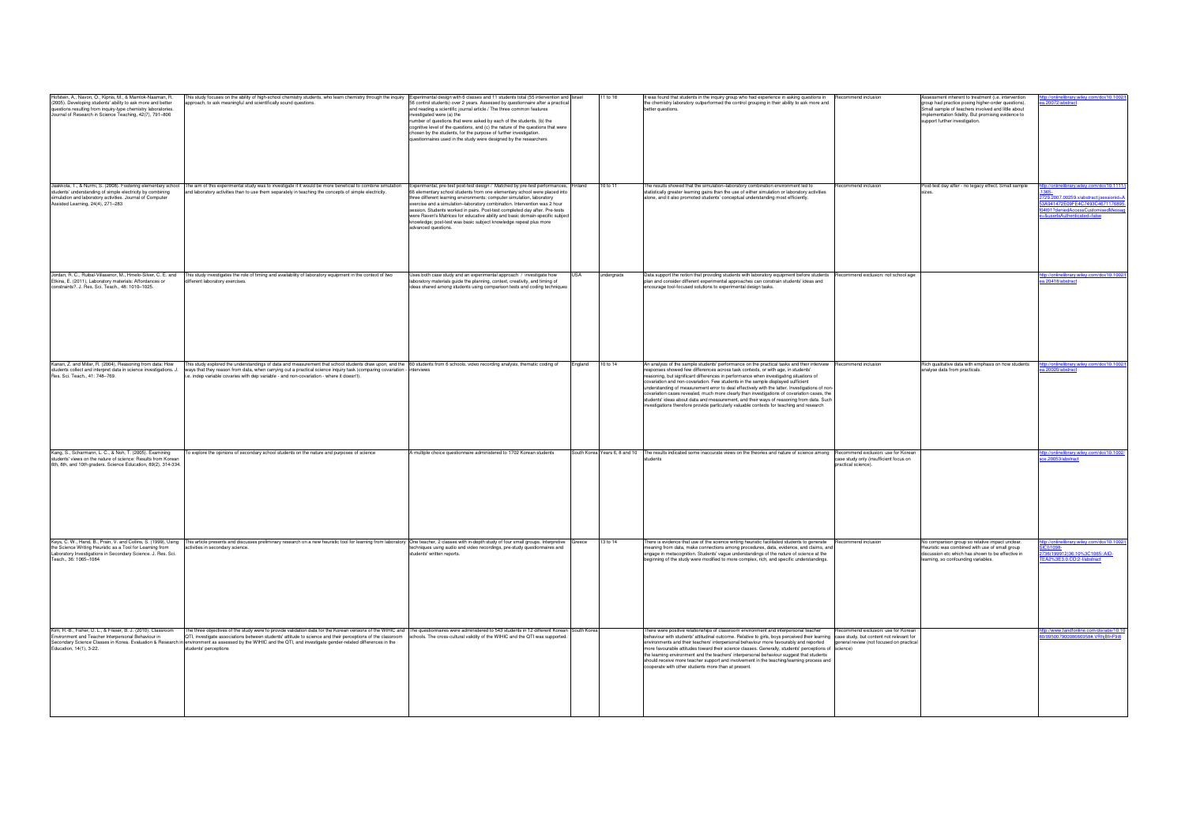| | | | | | | | | |
|---|---|---|---|---|---|---|---|---|
| Hofstein, A., Navon, O., Kipnis, M., & Mamlok-Naaman, R. (2005). Developing students' ability to ask more and better questions resulting from inquiry-type chemistry laboratories. Journal of Research in Science Teaching, 42(7), 791–806 | This study focuses on the ability of high-school chemistry students, who learn chemistry through the inquiry approach, to ask meaningful and scientifically sound questions. | Experimental design with 6 classes and 11 students total (55 intervention and 56 control students) over 2 years. Assessed by questionnaire after a practical and reading a scientific journal article / The three common features investigated were (a) the number of questions that were asked by each of the students, (b) the cognitive level of the questions, and (c) the nature of the questions that were chosen by the students, for the purpose of further investigation. questionnaires used in the study were designed by the researchers | Israel | 11 to 18 | It was found that students in the inquiry group who had experience in asking questions in the chemistry laboratory outperformed the control grouping in their ability to ask more and better questions. | Recommend inclusion | Assessment inherent to treatment (i.e. intervention group had practice posing higher-order questions). Small sample of teachers involved and little about implementation fidelity. But promising evidence to support further investigation. | http://onlinelibrary.wiley.com/doi/10.1002/tea.20072/abstract |
| Jaakkola, T., & Nurmi, S. (2008). Fostering elementary school students' understanding of simple electricity by combining simulation and laboratory activities. Journal of Computer Assisted Learning, 24(4), 271–283 | The aim of this experimental study was to investigate if it would be more beneficial to combine simulation and laboratory activities than to use them separately in teaching the concepts of simple electricity. | Experimental, pre-test post-test design / Matched by pre-test performances, 66 elementary school students from one elementary school were placed into three different learning environments: computer simulation, laboratory exercise and a simulation–laboratory combination. Intervention was 2 hour session. Students worked in pairs. Post-test completed day after. Pre-tests were Raven's Matrices for educative ability and basic domain-specific subject knowledge; post-test was basic subject knowledge repeat plus more advanced questions. | Finland | 10 to 11 | The results showed that the simulation–laboratory combination environment led to statistically greater learning gains than the use of either simulation or laboratory activities alone, and it also promoted students' conceptual understanding most efficiently. | Recommend inclusion | Post-test day after - no legacy effect. Small sample sizes. | http://onlinelibrary.wiley.com/doi/10.1111/j.1365-2729.2007.00259.x/abstract;jsessionid=A53A941472E09FE4C7493C4671176695.f04t01?deniedAccessCustomisedMessage=&userIsAuthenticated=false |
| Jordan, R. C., Ruibal-Villasenor, M., Hmelo-Silver, C. E. and Etkina, E. (2011), Laboratory materials: Affordances or constraints?. J. Res. Sci. Teach., 48: 1010–1025. | This study investigates the role of timing and availability of laboratory equipment in the context of two different laboratory exercises. | Uses both case study and an experimental approach / investigate how laboratory materials guide the planning, context, creativity, and timing of ideas shared among students using comparison tests and coding techniques | USA | undergrads | Data support the notion that providing students with laboratory equipment before students plan and consider different experimental approaches can constrain students' ideas and encourage tool-focused solutions to experimental design tasks. | Recommend exclusion: not school age | | http://onlinelibrary.wiley.com/doi/10.1002/tea.20418/abstract |
| Kanari, Z. and Millar, R. (2004), Reasoning from data: How students collect and interpret data in science investigations. J. Res. Sci. Teach., 41: 748–769. | This study explored the understandings of data and measurement that school students draw upon, and the ways that they reason from data, when carrying out a practical science inquiry task (comparing covariation - i.e. indep variable covaries with dep variable - and non-covariation - where it doesn't!). | 60 students from 6 schools. video recording analysis, thematic coding of interviews | England | 10 to 14 | An analysis of the sample students' performance on the practical tasks and their interview responses showed few differences across task contexts, or with age, in students' reasoning, but significant differences in performance when investigating situations of covariation and non-covariation. Few students in the sample displayed sufficient understanding of measurement error to deal effectively with the latter. Investigations of non-covariation cases revealed, much more clearly than investigations of covariation cases, the students' ideas about data and measurement, and their ways of reasoning from data. Such investigations therefore provide particularly valuable contexts for teaching and research | Recommend inclusion | Rich qualitative data with emphasis on how students analyse data from practicals | http://onlinelibrary.wiley.com/doi/10.1002/tea.20020/abstract |
| Kang, S., Scharmann, L. C., & Noh, T. (2005). Examining students' views on the nature of science: Results from Korean 6th, 8th, and 10th graders. Science Education, 89(2), 314-334. | To explore the opinions of secondary school students on the nature and purposes of science | A multiple choice questionnaire administered to 1702 Korean students | South Korea | Years 6, 8 and 10 | The results indicated some inaccurate views on the theories and nature of science among students | Recommend exclusion: use for Korean case study only (insufficient focus on practical science). | | http://onlinelibrary.wiley.com/doi/10.1002/sce.20053/abstract |
| Keys, C. W., Hand, B., Prain, V. and Collins, S. (1999), Using the Science Writing Heuristic as a Tool for Learning from Laboratory Investigations in Secondary Science. J. Res. Sci. Teach., 36: 1065–1084 | This article presents and discusses preliminary research on a new heuristic tool for learning from laboratory activities in secondary science. | One teacher, 2 classes with in-depth study of four small groups. Interpretive techniques using audio and video recordings, pre-study questionnaires and students' written reports. | Greece | 13 to 14 | There is evidence that use of the science writing heuristic facilitated students to generate meaning from data, make connections among procedures, data, evidence, and claims, and engage in metacognition. Students' vague understandings of the nature of science at the beginning of the study were modified to more complex, rich, and specific understandings. | Recommend inclusion | No comparison group so relative impact unclear. Heuristic was combined with use of small group discussion etc which has shown to be effective in learning, so confounding variables. | http://onlinelibrary.wiley.com/doi/10.1002/(SICI)1098-2736(199912)36:10%3C1065::AID-TEA2%3E3.0.CO;2-I/abstract |
| Kim, H.-B., Fisher, D. L., & Fraser, B. J. (2010). Classroom Environment and Teacher Interpersonal Behaviour in Secondary Science Classes in Korea. Evaluation & Research in Education, 14(1), 3-22. | The three objectives of the study were to provide validation data for the Korean versions of the WIHIC and QTI, investigate associations between students' attitude to science and their perceptions of the classroom environment as assessed by the WIHIC and the QTI, and investigate gender-related differences in the students' perceptions | The questionnaires were administered to 543 students in 12 different Korean schools. The cross-cultural validity of the WIHIC and the QTI was supported. | South Korea | | There were positive relationships of classroom environment and interpersonal teacher behaviour with students' attitudinal outcome. Relative to girls, boys perceived their learning environments and their teachers' interpersonal behaviour more favourably and reported more favourable attitudes toward their science classes. Generally, students' perceptions of the learning environment and the teachers' interpersonal behaviour suggest that students should receive more teacher support and involvement in the teaching/learning process and cooperate with other students more than at present. | Recommend exclusion: use for Korean case study, but content not relevant for general review (not focused on practical science) | | http://www.tandfonline.com/doi/abs/10.1080/09500790008666958#.VRhjBIhPjkB |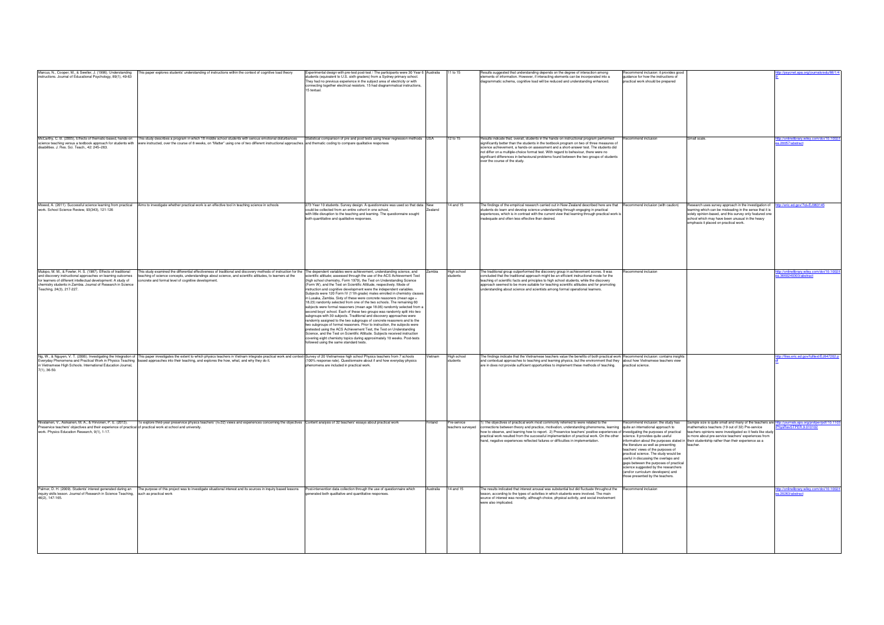| | | | | | | | | |
|---|---|---|---|---|---|---|---|---|
| Marcus, N., Cooper, M., & Sweller, J. (1996). Understanding instructions. Journal of Educational Psychology, 88(1), 49-63 | This paper explores students' understanding of instructions within the context of cognitive load theory | Experimental design with pre-test post-test / The participants were 30 Year 6 students (equivalent to U.S. sixth graders) from a Sydney primary school. They had no previous experience in the subject area of electricity or with connecting together electrical resistors. 15 had diagrammatical instructions, 15 textual. | Australia | 11 to 15 | Results suggested that understanding depends on the degree of interaction among elements of information. However, if interacting elements can be incorporated into a diagrammatic schema, cognitive load will be reduced and understanding enhanced. | Recommend inclusion: it provides good guidance for how the instructions of practical work should be prepared | | http://psycnet.apa.org/journals/edu/88/1/49/ |
| McCarthy, C. B. (2005). Effects of thematic-based, hands-on science teaching versus a textbook approach for students with disabilities. J. Res. Sci. Teach., 42: 245–263. | This study describes a program in which 18 middle school students with serious emotional disturbances were instructed, over the course of 6 weeks, on "Matter" using one of two different instructional approaches. | Statistical comparison of pre and post tests using linear regression methods and thematic coding to compare qualitative responses | USA | 12 to 15 | Results indicate that, overall, students in the hands-on instructional program performed significantly better than the students in the textbook program on two of three measures of science achievement, a hands-on assessment and a short-answer test. The students did not differ on a multiple-choice format test. With regard to behaviour, there were no significant differences in behavioural problems found between the two groups of students over the course of the study. | Recommend inclusion | Small scale. | http://onlinelibrary.wiley.com/doi/10.1002/tea.20057/abstract |
| Moeed, A. (2011). Successful science learning from practical work. School Science Review, 93(343), 121-126 | Aims to investigate whether practical work is an effective tool in teaching science in schools | 273 Year 10 students. Survey design. A questionnaire was used so that data could be collected from an entire cohort in one school, with little disruption to the teaching and learning. The questionnaire sought both quantitative and qualitative responses. | New Zealand | 14 and 15 | The findings of the empirical research carried out in New Zealand described here are that students do learn and develop science understanding through engaging in practical experiences, which is in contrast with the current view that learning through practical work is inadequate and often less effective than desired. | Recommend inclusion (with caution) | Research uses survey approach in the investigation of learning which can be misleading in the sense that it is solely opinion-based, and this survey only featured one school which may have been unusual in the heavy emphasis it placed on practical work. | http://eric.ed.gov/?id=EJ963145 |
| Mulopo, M. M., & Fowler, H. S. (1987). Effects of traditional and discovery instructional approaches on learning outcomes for learners of different intellectual development: A study of chemistry students in Zambia. Journal of Research in Science Teaching, 24(3), 217-227. | This study examined the differential effectiveness of traditional and discovery methods of instruction for the teaching of science concepts, understandings about science, and scientific attitudes, to learners at the concrete and formal level of cognitive development. | The dependent variables were achievement, understanding science, and scientific attitude; assessed through the use of the ACS Achievement Test (high school chemistry, Form 1979), the Test on Understanding Science (Form W), and the Test on Scientific Attitude, respectively. Mode of instruction and cognitive development were the independent variables. Subjects were 120 Form IV (11th grade) males enrolled in chemistry classes in Lusaka, Zambia. Sixty of these were concrete reasoners (mean age = 18.23) randomly selected from one of the two schools. The remaining 60 subjects were formal reasoners (mean age 18.06) randomly selected from a second boys' school. Each of these two groups was randomly split into two subgroups with 30 subjects. Traditional and discovery approaches were randomly assigned to the two subgroups of concrete reasoners and to the two subgroups of formal reasoners. Prior to instruction, the subjects were pretested using the ACS Achievement Test, the Test on Understanding Science, and the Test on Scientific Attitude. Subjects received instruction covering eight chemistry topics during approximately 10 weeks. Post-tests followed using the same standard tests. | Zambia | High school students | The traditional group outperformed the discovery group in achievement scores. It was concluded that the traditional approach might be an efficient instructional mode for the teaching of scientific facts and principles to high school students, while the discovery approach seemed to be more suitable for teaching scientific attitudes and for promoting understanding about science and scientists among formal operational learners. | Recommend inclusion | | http://onlinelibrary.wiley.com/doi/10.1002/tea.3660240303/abstract |
| Ng, W., & Nguyen, V. T. (2006). Investigating the Integration of Everyday Phenomena and Practical Work in Physics Teaching in Vietnamese High Schools. International Education Journal, 7(1), 36-50. | This paper investigates the extent to which physics teachers in Vietnam integrate practical work and context-based approaches into their teaching, and explores the how, what, and why they do it. | Survey of 20 Vietnamese high school Physics teachers from 7 schools (100% response rate). Questionnaire about if and how everyday physics phenomena are included in practical work. | Vietnam | High school students | The findings indicate that the Vietnamese teachers value the benefits of both practical work and contextual approaches to teaching and learning physics, but the environment that they are in does not provide sufficient opportunities to implement these methods of teaching. | Recommend inclusion: contains insights about how Vietnamese teachers view practical science. | | http://files.eric.ed.gov/fulltext/EJ847202.pdf |
| Nivalainen, V., Asikainen, M. A., & Hirvonen, P. E. (2013). Preservice teachers' objectives and their experience of practical work. Physics Education Research, 9(1), 1-17. | To explore third-year preservice physics teachers' (n=32) views and experiences concerning the objectives of practical work at school and university. | Content analysis of 32 teachers' essays about practical work | Finland | Pre-service teachers surveyed | 1) The objectives of practical work most commonly referred to were related to the connections between theory and practice, motivation, understanding phenomena, learning how to observe, and learning how to report. 2) Preservice teachers' positive experiences of practical work resulted from the successful implementation of practical work. On the other hand, negative experiences reflected failures or difficulties in implementation. | Recommend inclusion: the study has quite an international approach to investigating the purposes of practical science. It provides quite useful information about the purposes stated in the literature as well as presenting teachers' views of the purposes of practical science. The study would be useful in discussing the overlaps and gaps between the purposes of practical science suggested by the researchers (and/or curriculum developers) and those presented by the teachers. | Sample size is quite small and many of the teachers are mathematics teachers (19 out of 32) Pre-service teachers opinions were investigated so it feels like study is more about pre-service teachers' experiences from their studentship rather than their experience as a teacher. | http://journals.aps.org/prstper/pdf/10.1103/PhysRevSTPER.9.010102 |
| Palmer, D. H. (2009). Students' interest generated during an inquiry skills lesson. Journal of Research in Science Teaching, 46(2), 147-165. | The purpose of this project was to investigate situational interest and its sources in inquiry based lessons such as practical work | Post-intervention data collection through the use of questionnaire which generated both qualitative and quantitative responses. | Australia | 14 and 15 | The results indicated that interest arousal was substantial but did fluctuate throughout the lesson, according to the types of activities in which students were involved. The main source of interest was novelty, although choice, physical activity, and social involvement were also implicated. | Recommend inclusion | | http://onlinelibrary.wiley.com/doi/10.1002/tea.20263/abstract |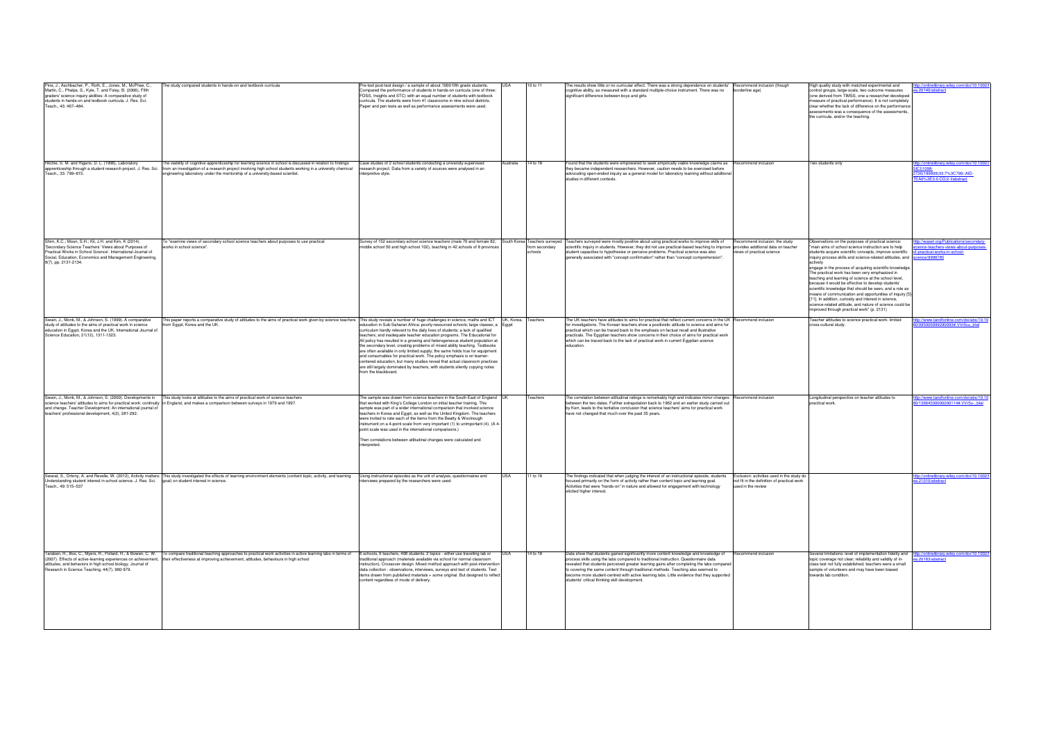| | | | | | | | | |
|---|---|---|---|---|---|---|---|---|
| Pine, J., Aschbacher, P., Roth, E., Jones, M., McPhee, C., Martin, C., Phelps, S., Kyle, T. and Foley, B. (2006), Fifth graders' science inquiry abilities: A comparative study of students in hands-on and textbook curricula. J. Res. Sci. Teach., 43: 467–484. | The study compared students in hands-on and textbook curricula | Pre-test post-test design / a sample of about 1000 fifth grade students. Compared the performance of students in hands-on curricula (one of three: FOSS, Insights and STC) with an equal number of students with textbook curricula. The students were from 41 classrooms in nine school districts. Paper and pen tests as well as performance assessments were used. | USA | 10 to 11 | The results show little or no curricular effect. There was a strong dependence on students' cognitive ability, as measured with a standard multiple-choice instrument. There was no significant difference between boys and girls. | Recommend inclusion (though borderline age) | High quality study with matched experimental and control groups, large-scale, two outcome measures (one derived from TIMSS, one a researcher-developed measure of practical performance). It is not completely clear whether the lack of difference on the performance assessments was a consequence of the assessments, the curricula, and/or the teaching. | http://onlinelibrary.wiley.com/doi/10.1002/tea.20140/abstract |
| Ritchie, S. M. and Rigano, D. L. (1996), Laboratory apprenticeship through a student research project. J. Res. Sci. Teach., 33: 799–815. | The viability of cognitive apprenticeship for learning science in school is discussed in relation to findings from an investigation of a research project involving high school students working in a university chemical engineering laboratory under the mentorship of a university-based scientist. | Case studies of 2 school students conducting a university-supervised research project. Data from a variety of sources were analysed in an interpretive style. | Australia | 14 to 18 | Found that the students were empowered to seek empirically viable knowledge claims as they became independent researchers. However, caution needs to be exercised before advocating open-ended inquiry as a general model for laboratory learning without additional studies in different contexts. | Recommend inclusion | Two students only | http://onlinelibrary.wiley.com/doi/10.1002/(SICI)1098-2736(199609)33:7%3C799::AID-TEA6%3E3.0.CO;2-I/abstract |
| Shim, K.C., Moon, S.H.; Kil, J.H. and Kim, K (2014). 'Secondary Science Teachers' Views about Purposes of Practical Works in School Science'. International Journal of Social, Education, Economics and Management Engineering, 8(7), pp. 2131-2134. | To "examine views of secondary school science teachers about purposes to use practical works in school science". | Survey of 152 secondary school science teachers (male 70 and female 82; middle school 50 and high school 102), teaching in 42 schools of 8 provinces | South Korea | Teachers surveyed from secondary schools | Teachers surveyed were mostly positive about using practical works to improve skills of scientific inquiry in students. However, they did not use practical-based teaching to improve student capacities to hypothesise or perceive problems. Practical science was also generally associated with "concept confirmation" rather than "concept comprehension". | Recommend inclusion: the study provides additional data on teacher views of practical science | Observations on the purposes of practical science: "main aims of school science instruction are to help students acquire scientific concepts, improve scientific inquiry process skills and science-related attitudes, and actively engage in the process of acquiring scientific knowledge. The practical work has been very emphasized in teaching and learning of science at the school level, because it would be effective to develop students' scientific knowledge that should be seen, and a role as means of communication and opportunities of inquiry [5] [11]. In addition, curiosity and interest in science, science-related attitude, and nature of science could be improved through practical work" (p. 2131) | http://waset.org/Publications/secondary-science-teachers-views-about-purposes-of-practical-works-in-school-science/9998785 |
| Swain, J., Monk, M., & Johnson, S. (1999). A comparative study of attitudes to the aims of practical work in science education in Egypt, Korea and the UK. International Journal of Science Education, 21(12), 1311-1323. | This paper reports a comparative study of attitudes to the aims of practical work given by science teachers from Egypt, Korea and the UK. | This study reveals a number of huge challenges in science, maths and ICT education in Sub-Saharan Africa: poorly-resourced schools; large classes; a curriculum hardly relevant to the daily lives of students; a lack of qualified teachers; and inadequate teacher education programs. The Educational for All policy has resulted in a growing and heterogeneous student population at the secondary level, creating problems of mixed ability teaching. Textbooks are often available in only limited supply; the same holds true for equipment and consumables for practical work. The policy emphasis is on learner-centered education, but many studies reveal that actual classroom practices are still largely dominated by teachers, with students silently copying notes from the blackboard. | UK, Korea, Egypt | Teachers | The UK teachers have attitudes to aims for practical that reflect current concerns in the UK for investigations. The Korean teachers show a positivistic attitude to science and aims for practical which can be traced back to the emphasis on factual recall and illustrative practicals. The Egyptian teachers show concerns in their choice of aims for practical work which can be traced back to the lack of practical work in current Egyptian science education. | Recommend inclusion | Teacher attitudes to science practical work: limited cross-cultural study. | http://www.tandfonline.com/doi/abs/10.1080/095006999290093#.VVr5cu_bIaI |
| Swain, J., Monk, M., & Johnson, S. (2000). Developments in science teachers' attitudes to aims for practical work: continuity and change. Teacher Development: An international journal of teachers' professional development, 4(2), 281-292. | This study looks at attitudes to the aims of practical work of science teachers in England, and makes a comparison between surveys in 1979 and 1997. | The sample was drawn from science teachers in the South East of England that worked with King's College London on initial teacher training. This sample was part of a wider international comparison that involved science teachers in Korea and Egypt, as well as the United Kingdom. The teachers were invited to rate each of the items from the Beatty & Woolnough instrument on a 4-point scale from very important (1) to unimportant (4). (A 4-point scale was used in the international comparisons.)<br><br>Then correlations between attitudinal changes were calculated and interpreted. | UK | Teachers | The correlation between attitudinal ratings is remarkably high and indicates minor changes between the two dates. Further extrapolation back to 1962 and an earlier study carried out by Kerr, leads to the tentative conclusion that science teachers' aims for practical work have not changed that much over the past 35 years. | Recommend inclusion | Longitudinal perspective on teacher attitudes to practical work. | http://www.tandfonline.com/doi/abs/10.1080/13664530000200114#.VVr5u-_bIaI |
| Swarat, S., Ortony, A. and Revelle, W. (2012), Activity matters: Understanding student interest in school science. J. Res. Sci. Teach., 49: 515–537 | This study investigated the effects of learning environment elements (content topic, activity, and learning goal) on student interest in science. | Using instructional episodes as the unit of analysis, questionnaires and interviews prepared by the researchers were used. | USA | 11 to 18 | The findings indicated that when judging the interest of an instructional episode, students focused primarily on the form of activity rather than content topic and learning goal. Activities that were "hands-on" in nature and allowed for engagement with technology elicited higher interest. | Exclusion: activities used in the study do not fit in the definition of practical work used in the review | | http://onlinelibrary.wiley.com/doi/10.1002/tea.21010/abstract |
| Taraban, R., Box, C., Myers, R., Pollard, R., & Bowen, C. W. (2007). Effects of active-learning experiences on achievement, attitudes, and behaviors in high school biology. Journal of Research in Science Teaching, 44(7), 960-979. | To compare traditional teaching approaches to practical work activities in active learning labs in terms of their effectiveness at improving achievement, attitudes, behaviours in high school | 6 schools, 6 teachers, 408 students. 2 topics - either use travelling lab or traditional approach (materials available via school for normal classroom instruction). Crossover design. Mixed method approach with post-intervention data collection - observations, interviews, surveys and test of students. Test items drawn from published materials + some original. But designed to reflect content regardless of mode of delivery. | USA | 14 to 18 | Data show that students gained significantly more content knowledge and knowledge of process skills using the labs compared to traditional instruction. Questionnaire data revealed that students perceived greater learning gains after completing the labs compared to covering the same content through traditional methods. Teaching also seemed to become more student-centred with active learning labs. Little evidence that they supported students' critical thinking skill development. | Recommend inclusion | Several limitations: level of implementation fidelity and topic coverage not clear; reliability and validity of in-class test not fully established; teachers were a small sample of volunteers and may have been biased towards lab condition. | http://onlinelibrary.wiley.com/doi/10.1002/tea.20183/abstract |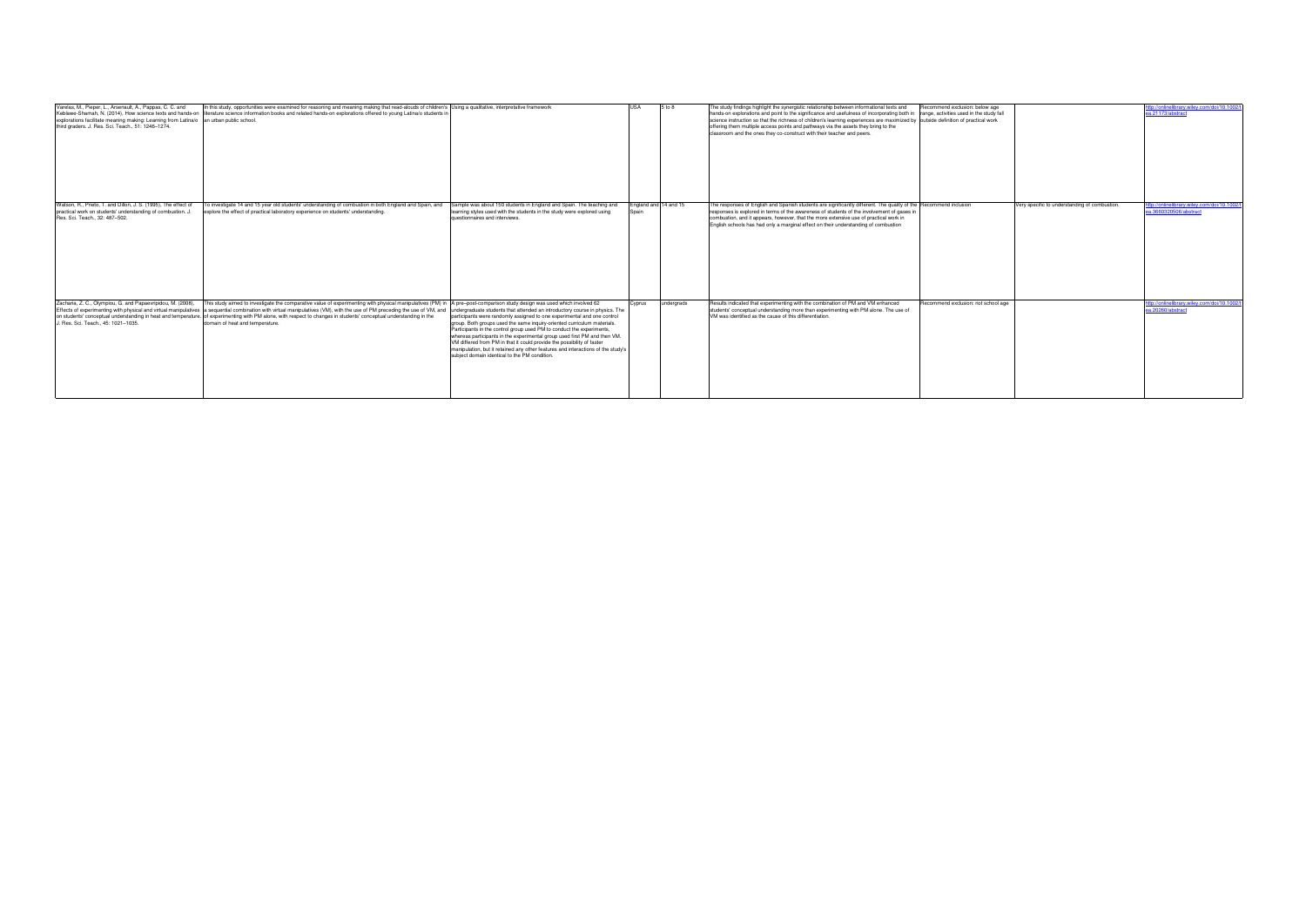| | | | | | | | | |
|---|---|---|---|---|---|---|---|---|
| Varelas, M., Pieper, L., Arsenault, A., Pappas, C. C. and Keblawe-Shamah, N. (2014), How science texts and hands-on explorations facilitate meaning making: Learning from Latina/o third graders. J. Res. Sci. Teach., 51: 1246–1274. | In this study, opportunities were examined for reasoning and meaning making that read-alouds of children's literature science information books and related hands-on explorations offered to young Latina/o students in an urban public school. | Using a qualitative, interpretative framework | USA | 5 to 8 | The study findings highlight the synergistic relationship between informational texts and hands-on explorations and point to the significance and usefulness of incorporating both in science instruction so that the richness of children's learning experiences are maximized by offering them multiple access points and pathways via the assets they bring to the classroom and the ones they co-construct with their teacher and peers. | Recommend exclusion: below age range, activities used in the study fall outside definition of practical work | | http://onlinelibrary.wiley.com/doi/10.1002/tea.21173/abstract |
| Watson, R., Prieto, T. and Dillon, J. S. (1995), The effect of practical work on students' understanding of combustion. J. Res. Sci. Teach., 32: 487–502. | To investigate 14 and 15 year old students' understanding of combustion in both England and Spain, and explore the effect of practical laboratory experience on students' understanding. | Sample was about 150 students in England and Spain. The teaching and learning styles used with the students in the study were explored using questionnaires and interviews. | England and Spain | 14 and 15 | The responses of English and Spanish students are significantly different. The quality of the responses is explored in terms of the awareness of students of the involvement of gases in combustion, and it appears, however, that the more extensive use of practical work in English schools has had only a marginal effect on their understanding of combustion | Recommend inclusion | Very specific to understanding of combustion. | http://onlinelibrary.wiley.com/doi/10.1002/tea.3660320506/abstract |
| Zacharia, Z. C., Olympiou, G. and Papaevripidou, M. (2008), Effects of experimenting with physical and virtual manipulatives on students' conceptual understanding in heat and temperature. J. Res. Sci. Teach., 45: 1021–1035. | This study aimed to investigate the comparative value of experimenting with physical manipulatives (PM) in a sequential combination with virtual manipulatives (VM), with the use of PM preceding the use of VM, and of experimenting with PM alone, with respect to changes in students' conceptual understanding in the domain of heat and temperature. | A pre–post-comparison study design was used which involved 62 undergraduate students that attended an introductory course in physics. The participants were randomly assigned to one experimental and one control group. Both groups used the same inquiry-oriented curriculum materials. Participants in the control group used PM to conduct the experiments, whereas participants in the experimental group used first PM and then VM. VM differed from PM in that it could provide the possibility of faster manipulation, but it retained any other features and interactions of the study's subject domain identical to the PM condition. | Cyprus | undergrads | Results indicated that experimenting with the combination of PM and VM enhanced students' conceptual understanding more than experimenting with PM alone. The use of VM was identified as the cause of this differentiation. | Recommend exclusion: not school age | | http://onlinelibrary.wiley.com/doi/10.1002/tea.20260/abstract |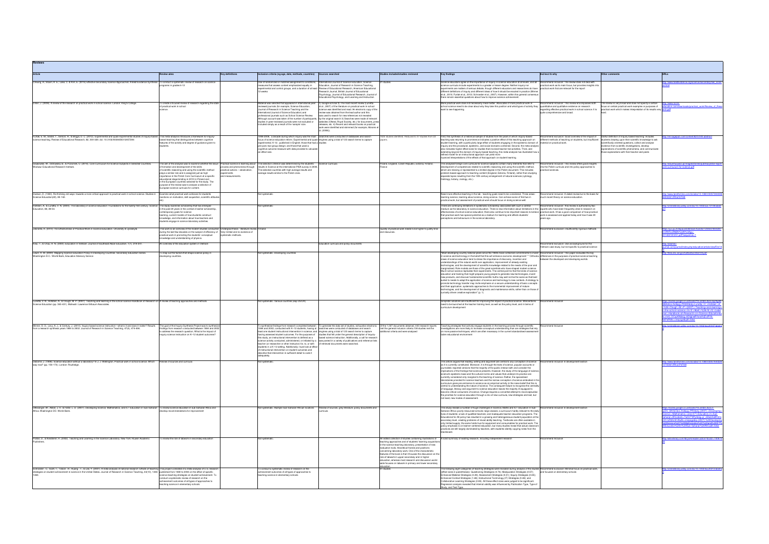# Reviews

| Article | Review aims | Key definitions | Inclusion criteria (eg age, date, methods, countries) | Sources searched | Studies included/studies reviewed | Key findings | In/excl & why | Other comments | URLs |
|---|---|---|---|---|---|---|---|---|---|
| Cheung, A., Slavin, R. E., Lake, C. & Kim, E. (2015) Effective secondary science programs: A best-evidence synthesis. | To conduct a systematic review of research on science programs in grades 6-12 | | Use of randomized or matched assignment to conditions, measures that assess content emphasized equally in experimental and control groups, and a duration of at least 12 weeks | International Journal of Science Education, Science Education, Journal of Research in Science Teaching, Review of Educational Research, American Educational Research Journal, British Journal of Educational Psychology, Journal of Educational Psychology, and Learning and Instruction | 21 studies | Science educators agree on the importance of inquiry in science education at all levels, and all science curricula include experiments to a greater or lesser degree. Neither inquiry nor experiments are matters of serious debate, though different educators and researchers do have different definitions of inquiry and different ideas of how it should be enacted in practice (Minner et al., 2010; Furtak et al., 2012; Schroeder et al., 2007). However, within this general consensus there remain essential questions about how to improve science achievement. | Recommend inclusion: The review does not deal with practical work as its main focus, but provides insights into practical work that are relevant for the report | | http://www.bestevidence.org/science/sec_sci/sec_sci.html |
| Millar, R. (2009). A review of the research on practical work in school science. London: King's College. | To create a focused review of research regarding the state of practical work in school science. | | Material was selected that appeared in international peer reviewed journals (for example, Science Education, Journal of Research in Science Teaching and the International Journal of Science Education) and professional journals such as School Science Review. Although account was taken of the number of participants in studies, none were excluded simply as a result of the 'sample' size. | 1) Google scholar 2) The most recent review (Lunetta et al., 2007) of the literature on practical work in school science was identified and read. An electronic copy of the review was obtained from the lead author and this was used to search for new references not recorded by the original search 3) Searches were made of relevant websites (Ofsted, Royal Society, etc.) for documents, press releases, etc. 4) Recent and relevant books on practical work were identified and skimmed (for example, Abrahams et al. (2008)). | | More practical work does not necessarily mean better. Advocates of more practical work in school science need to be clear about why they take this position and what types of activity they want to see happening. | Recommend inclusion: This review encompasses both qualitative and quantitative evidence on research regarding effective practical work in school science. It is quite comprehensive and broad. | The review is very broad and does not specify a certain focus on certain practical work examples or purposes of practical work which makes interpretation of its results very hard. | http://www.score-education.org/media/3671/review_of_research.pdf |
| Furtak, E. M., Seidel, T., Iverson, H., & Briggs, D. C. (2012). Experimental and quasi-experimental studies of inquiry-based science teaching: A meta-analysis. Review of Educational Research, 82, 300-329. doi: 10.3102/0034654312457206 | This meta-analysis introduces a framework for inquiry-based teaching that distinguishes between cognitive features of the activity and degree of guidance given to students. | | 1996-2006, a decade during which inquiry was the main focus of science education reform. Experiments and quasi-experiments K-12, published in English; those that had a pre-post, two-group design; and those that used a cognitive outcome measure with data provided to calculate an effect size. | Electronic databases and search engines using a total of 123 search terms to capture studies | 1653 studies identified. Reduced to 37 studies from 22 papers. | First, this synthesis of a historical sample of studies from the years in which inquiry-based teaching was returning to prominence indicates a positive effect of this teaching approach on student learning, with a particularly large effect of students engaging in the epistemic domain of inquiry and the procedural, epistemic, and social domains combined. Second, the meta-analysis also indicates higher effect sizes for studies that involved teacher-led activities. Third, and extending beyond the domain of inquiry-based teaching, this meta-analysis has illustrated how a refined model for an instructional approach can yield more nuanced interpretations of the effects of that approach on student learning. | Recommend inclusion: Good overview of the impact of different methods of teaching on students, but insufficient material on practical work. | Better definition of inquiry-based teaching: includes students drawing upon their scientific knowledge to ask scientifically oriented questions, collect and analyze evidence from scientific investigations, develop explanations of scientific phenomena, and communicate those explanations with their teacher and peers | http://rer.sagepub.com/content/82/3/300.abstract |
| Grajkowski, W., Ostrowska, B., & Poziomek, U. (2014). Core Curriculum for science subjects in selected Countries. Warsaw: Educational Research Institute. | The aim of the analysis was to examine whether the issue of formation and development of the skills of scientific reasoning and using the scientific method plays a similar role and is assigned just as high importance in the Polish Core Curriculum at a specific educational stage (ending in 2010 in Poland and in the European countries selected for the study. The purpose of the review was to analyse a selection of European science curricula for content. | Practical science is learning about process and phenomena through practical actions – observation, experiments and measurements. | The selection criterion was determined by the students' results in Science at the international PISA survey in 2009. The selected countries with high average results and average results similar to the Polish ones. | Science Curricula | Poland, England, Czech Republic, Estonia, Finland, France | The analysed foreign core curricula for science subjects contain many elements that refer to development of competences related to scientific reasoning and using the scientific method, which are missing or represented to a limited degree in the Polish document. This includes problem-based approach to teaching content (England, Estonia, Finland), rather than studying separate topics resulting from the 19th century arrangement of natural sciences (cytology, histology, botany, zoology, etc.). | Recommend inclusion: This review offers good insights into the Polish curricula and into policy approaches to practical sciences. | | http://eduentuzjasci.pl/images/stories/publikacje/ibe-report-core-curriculum-for-science.pdf |
| Hodson, D. (1990). Re-thinking old ways: towards a more critical approach to practical work in school science. Studies in Science Education(22), 85-142. | Examine what practical work achieves for students (emphasis on motivation, skill acquisition, scientific attitudes etc). | | Not systematic | | | Need more effective teaching in the lab - teaching goals need to be considered. Three areas: learning science, learning about science, doing science. Can achieve some of first two in practical work, but assessment of practical work should focus on doing science well. | Recommend inclusion: A dated review but is the basis for much recent theory on science education. | | http://www.tandfonline.com/doi/abs/10.1080/03057269308560019 |
| Hofstein, A., & Lunetta, V. N. (2004). The laboratory in science education: Foundations for the twenty-first century. Science Education, 88, 28-54. | The study examines scholarship that has emerged in the past 20 years in the context of earlier scholarship, contemporary goals for science learning, current models of how students construct knowledge, and information about how teachers and students engage in science laboratory activities. | | Not systematic | | | There are continuing limitations in systematic scholarship associated with such a central medium as the laboratory in science education. There is now information about limitations in the effectiveness of school science education; there also continue to be important reasons to believe that practical work has special potential as a medium for learning and affects students' perceptions and behaviours in the science laboratory. | Recommend inclusion: The review is authored by two experts who have been frequently cited in research on practical work. It has a good comparison of how practical work is assessed and applied today and how it was 20 years ago. | | http://onlinelibrary.wiley.com/doi/10.1002/sce.10106/abstract |
| The effectiveness of Practical Work in Science education. University of Jyväskylä. | This work is an overview of the modern studies conducted during the last few decades on the subject of efficiency of practical work in promoting the students' conceptual knowledge and understanding of physics. | Undergrad thesis – literature review, very limited and no evidence of systematic methods. | Finland | | Quality of practical work needs to be higher to justify time and resources. | | Recommend exclusion: insufficiently rigorous methods | | https://jyx.jyu.fi/dspace/bitstream/ |
| Kieu, T., & Chau, H. N. (2009). Education in Vietnam. Journal of Southeast Asian Education, 1(1), 219-241. | An overview of the education system in Vietnam | | | Education curricula and policy documents | | | Recommend exclusion: Used as background for the Vietnam case study, but not specific to practical science | | http://seameo-journal.com/ |
| Lewin, K. M. (2000). Mapping Science Education Policy in Developing Countries. Secondary education series. Washington D.C.: World Bank, Education Advisory Service. | To map out the factors that shape science policy in developing countries. | | Not systematic. Developing countries | | | "Most developing country national plans since the 1960s have contained commitments to invest in science and technology in the belief that this will enhance economic development." "Orthodox views of science education tend to stress the importance of discovery, invention and understanding of the natural world over application, improvement of already existing technologies, and the development of scientific knowledge related to the needs of the poor and marginalised. Role models are those of the great scientists who have shaped modern science. Much school science replicates their experiments. The central point is that the kinds of science education and training that might prepare young people to generate new technologies, invent new products, and discover fundamental scientific truths may well not be the same as that best suited to needs to adapt the application of science and technology to new contexts. A strategy to promote technology transfer may invite emphasis on a secure understanding of basic concepts and their application, systematic approaches to the incremental improvement of existing technologies, and the development of diagnostic and maintenance skills, rather than on those of curiosity driven creative exploration" (p. 1). | Recommend inclusion: The paper evaluates the key differences in the purposes of practical science teaching between the developed and developing world | | http://files.eric.ed.gov/fulltext/ED461519.pdf |
| Lunetta, V. N., Hofstein, A., & Clough, M. P. (2007). Teaching and learning in the school science laboratory. Handbook of Research on Science Education (pp. 393-431). Mahwah: Lawrence Erlbaum Associates. | A review of teaching approaches and methods | | Not systematic. Various countries (esp. OECD) | | | Simplistic solutions are insufficient for improving the impact of practical science. Interventions need to be launched at the teacher training level, as well as the policy level, and in terms of curriculum development. | Recommend inclusion | | https://books.google.co.uk/books |
| Minner, D. D., Levy, A. J., & Century, J. (2010). Inquiry-based science instruction—what is it and does it matter? Results from a research synthesis years 1984 to 2002. Journal of Research in Science Teaching, 47(4), 474-496. | The goal of the Inquiry Synthesis Project was to synthesize findings from research conducted between 1984 and 2002 to address the research question, What is the impact of inquiry science instruction on K–12 student outcomes? | | To synthesize findings from research completed between 1984 and 2002, conducted with K–12 students, having at least one student instructional intervention in science, and having assessed student outcomes. For the purposes of this study, an instructional intervention is defined as a science activity conducted, administered, or initiated by a teacher (or researcher or other instructor) for, to, or with students in a K–12 setting. Additionally, must look at effect of instructional intervention on student outcomes and describe that intervention in sufficient detail to code it adequately. | To generate the data set of studies, exhaustive electronic searches were conducted of databases and search engines using a total of 123 search terms to capture studies that fell under the general description of inquiry-based science instruction. Additionally, a call for research was posted in a variety of publications and reference lists of retrieved documents were searched. | Of the 1,027 documents obtained, 443 research reports met the general inclusion criteria 138 studies met the additional criteria and were analysed | Teaching strategies that actively engage students in the learning process through scientific investigations are more likely to increase conceptual understanding than are strategies that rely on more passive techniques, which are often necessary in the current standardized-assessment laden educational environment. | Recommend inclusion | | http://onlinelibrary.wiley.com/doi/10.1002/tea.20347/abstract |
| Osborne, J. (1998). Science education without a laboratory? In J. J. Wellington, Practical work in school science: Which way now? (pp. 156-173). London: Routledge. | Review of sources and curricula | | Not systematic | | | This article argues that reading, writing and argument are central to any conception of science as it is currently constituted. Moreover, it is through the texts of science, popular accounts or journalistic reported versions that the majority of the public interact with and consider the implications of the findings that science presents. However, the study of the language of science, science's epistemic base and the cultural norms and values that underpin its practice are currently considered only marginal to the teaching of science. Rather, the specialised laboratories provided for science teachers and the central importance of science embodied in the curriculum gives pre-eminence to science as an empirical activity in the naive belief that this is central to understanding the nature of science. The consequent failure to recognise the centrality of language, literacy and argument to science education leaves the majority ill-equipped to become critical consumers of science. Change requires a concerted attempt to reconceptualise the priorities for science education through a mix of new curricula, new strategies and last, but not least, new modes of assessment. | Recommend inclusion in development section | | http://www.tandfonline.com/doi/abs/10.1080/ |
| Ottevanger, W., Akker, J. V., & Feiter, L. D. (2007). Developing Science, Mathematics, and ICT education in Sub-Saharan Africa. Washington DC: World Bank. | To review science education in sub-Saharan Africa and develop recommendations for improvement | | Not systematic. Multiple sub-Saharan African locations | Review of sources, grey literature, policy documents and curricula | | This study reveals a number of huge challenges in science, Maths and ICT education in Sub-Saharan Africa: poorly-resourced schools; large classes; a curriculum hardly relevant to the daily lives of students; a lack of qualified teachers, and inadequate teacher education programs. The Education for All policy has resulted in a growing and heterogeneous student population at the secondary level, creating problems of mixed ability teaching. Textbooks are often available in only limited supply; the same holds true for equipment and consumables for practical work. The policy emphasis is on learner-centred education, but many studies reveal that actual classroom practices are still largely dominated by teachers, and students silently copy notes from the blackboard. | Recommend inclusion in development section | | https://books.google.co.uk/books |
| Psillos, D., & Niedderer, H. (2002). Teaching and Learning in the Science Laboratory. New York: Kluwer Academic Publishers. | To review the role of labwork in secondary education | | Not systematic | | An edited collection of studies containing illustrations of teaching approaches and of students' learning acquisitions in the science teaching laboratory, presentation of new evaluation tools, theoretical frames and positions concerning laboratory work. One of the characteristic features of the book is that it focuses the discussion on the role of labwork in upper secondary and in higher education, whereas most research and discussion world-wide focuses on labwork in primary and lower secondary education. | A solid summary of existing research, including independent research. | | | http://link.springer.com/book/10.1007/0-306-48196-0 |
| Schroeder, C., Scott, T., Tolson, H., Huang, T., & Lee, Y. (2007). A meta-analysis of national research: Effects of teaching strategies on student achievement in science in the United States. Journal of Research in Science Teaching, 44(10), 1436-1460. | This project consisted of a meta-analysis of U.S. research published from 1980 to 2004 on the effect of specific science teaching strategies on student achievement. | | To conduct a systematic review of research on the achievement outcomes of all types of approaches to teaching science in elementary schools. | | 61 studies | The following eight categories of teaching strategies were revealed during analysis of the studies (effect sizes in parentheses): Questioning Strategies (0.74); Manipulation Strategies (0.57); Enhanced Material Strategies (0.29); Assessment Strategies (0.51); Inquiry Strategies (0.65); Enhanced Context Strategies (1.48); Instructional Technology (IT) Strategies (0.48); and Collaborative Learning Strategies (0.96). All these effect sizes were judged to be significant. Regression analyses revealed that internal validity was influenced by Publication Type, Type of Study, and Test Type. | Recommend inclusion: Minimal focus on practical work, and focused on elementary schools | | http://onlinelibrary.wiley.com/doi/10.1002/tea.20212/abstract |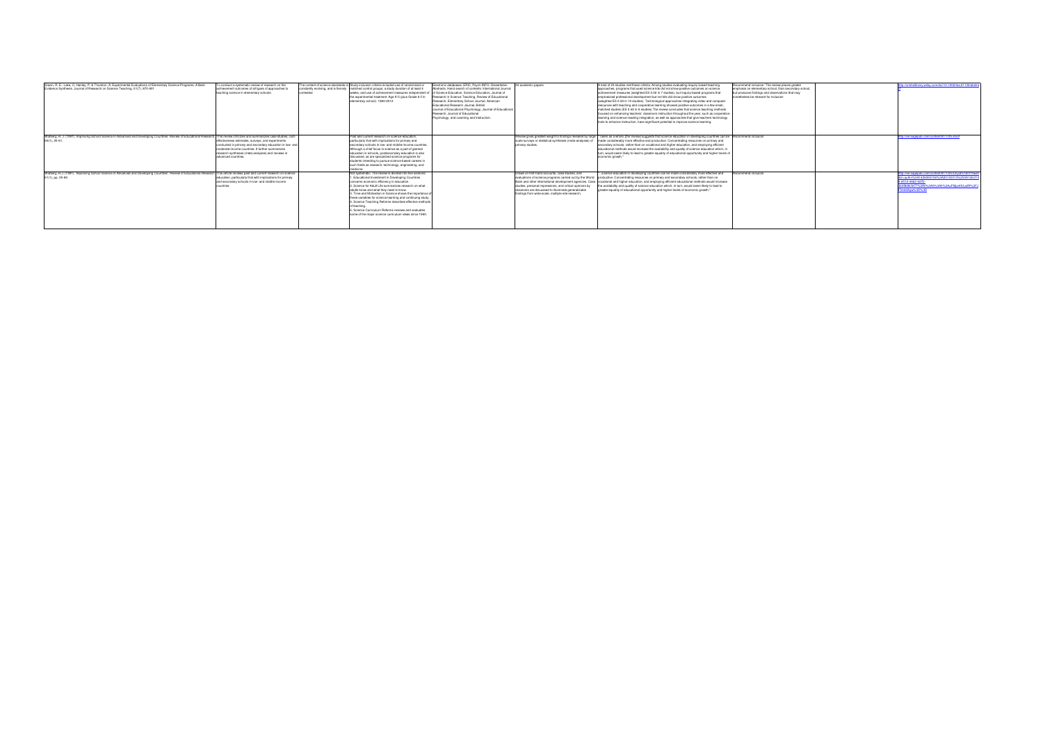| | | | | | | | | | |
|---|---|---|---|---|---|---|---|---|---|
| Slavin, R. E., Lake, C, Hanley, P., & Thurston, A. Experimental Evaluations of Elementary Science Programs: A Best-Evidence Synthesis. Journal of Research on Science Teaching, 51(7), 870-901 | To conduct a systematic review of research on the achievement outcomes of all types of approaches to teaching science in elementary schools. | The content of science standards is constantly evolving, and is fiercely contested | Study inclusion criteria included use of randomized or matched control groups, a study duration of at least 4 weeks, and use of achievement measures independent of the experimental treatment. Age K-6 (plus Grade 6 if in elementary school). 1980-2012. | Electronic databases: ERIC, Psych INFO, Dissertation Abstracts. Hand search of contents: International Journal of Science Education, Science Education, Journal of Research in Science Teaching, Review of Educational Research, Elementary School Journal, American Educational Research Journal, British Journal of Educational Psychology, Journal of Educational Research, Journal of Educational Psychology, and Learning and Instruction. | 23 academic papers | A total of 23 studies met these criteria. Among studies evaluating inquiry based teaching approaches, programs that provided science kits did not show positive outcomes on science achievement measures (weighted ES 0.02 in 7 studies), but inquiry-based programs that emphasized professional development but not kits did show positive outcomes (weighted ES 0.36 in 10 studies). Technological approaches integrating video and computer resources with teaching and cooperative learning showed positive outcomes in a few small, matched studies (ES 0.42 in 6 studies). The review concludes that science teaching methods focused on enhancing teachers' classroom instruction throughout the year, such as cooperative learning and science-reading integration, as well as approaches that give teachers technology tools to enhance instruction, have significant potential to improve science learning. | Recommend inclusion: The review places greater emphasis on elementary school, than secondary school, but produces findings and observations that may nevertheless be relevant for inclusion | | http://onlinelibrary.wiley.com/doi/10.1002/tea.21139/abstract |
| Walberg, H. J. (1991). Improving School Science in Advanced and Developing Countries. Review of Educational Research, 61(1), 25-61. | This review criticizes and summarizes case studies, cost-effectiveness estimates, surveys, and experiments conducted in primary and secondary education in low- and moderate-income countries. It further summarizes research syntheses (meta-analyses) and reviews in advanced countries. | | Past and current research on science education, particularly that with implications for primary and secondary schools in low- and middle-income countries. Although a chief focus is science as a part of general education in schools, postsecondary education is also discussed, as are specialized science programs for students intending to pursue science-based careers in such fields as research, technology, engineering, and medicine. | | Review gives greatest weight to findings revealed by large-scale surveys or statistical syntheses (meta-analyses) of primary studies. | "Taken as a whole, [the review] suggests that science education in developing countries can be made considerably more effective and productive. Concentrating resources on primary and secondary schools, rather than on vocational and higher education, and employing efficient educational methods would increase the availability and quality of science education which, in turn, would seem likely to lead to greater equality of educational opportunity and higher levels of economic growth." | Recommend inclusion | | http://rer.sagepub.com/content/61/1/25.short |
| Walberg, H.J. (1991). 'Improving School Science in Advanced and Developing Countries', Review of Educational Research 61(1), pp. 25-60. | This article reviews past and current research on science education, particularly that with implications for primary and secondary schools in low- and middle-income countries | | Not systematic. The review is divided into five sections: 1. Educational Investment in Developing Countries concerns economic efficiency in education. 2. Science for Adult Life summarizes research on what adults know and what they need to know. 3. Time and Motivation in Science shows the importance of these variables for science learning and continuing study. 4. Science Teaching Reforms describes effective methods of teaching. 5. Science Curriculum Reforms reviews and evaluates some of the major science curriculum ideas since 1960. | | Draws on first-hand accounts, case studies, and evaluations of science programs carried out by the World Bank and other international development agencies. Case studies, personal impressions, and critical opinions by observers are discussed to illuminate generalizable findings from wide-scale, multiple-site research. | "...science education in developing countries can be made considerably more effective and productive. Concentrating resources on primary and secondary schools, rather than on vocational and higher education, and employing efficient educational methods would increase the availability and quality of science education which, in turn, would seem likely to lead to greater equality of educational opportunity and higher levels of economic growth." | Recommend inclusion | | http://rer.sagepub.com/content/61/1/25.full.pdf+html |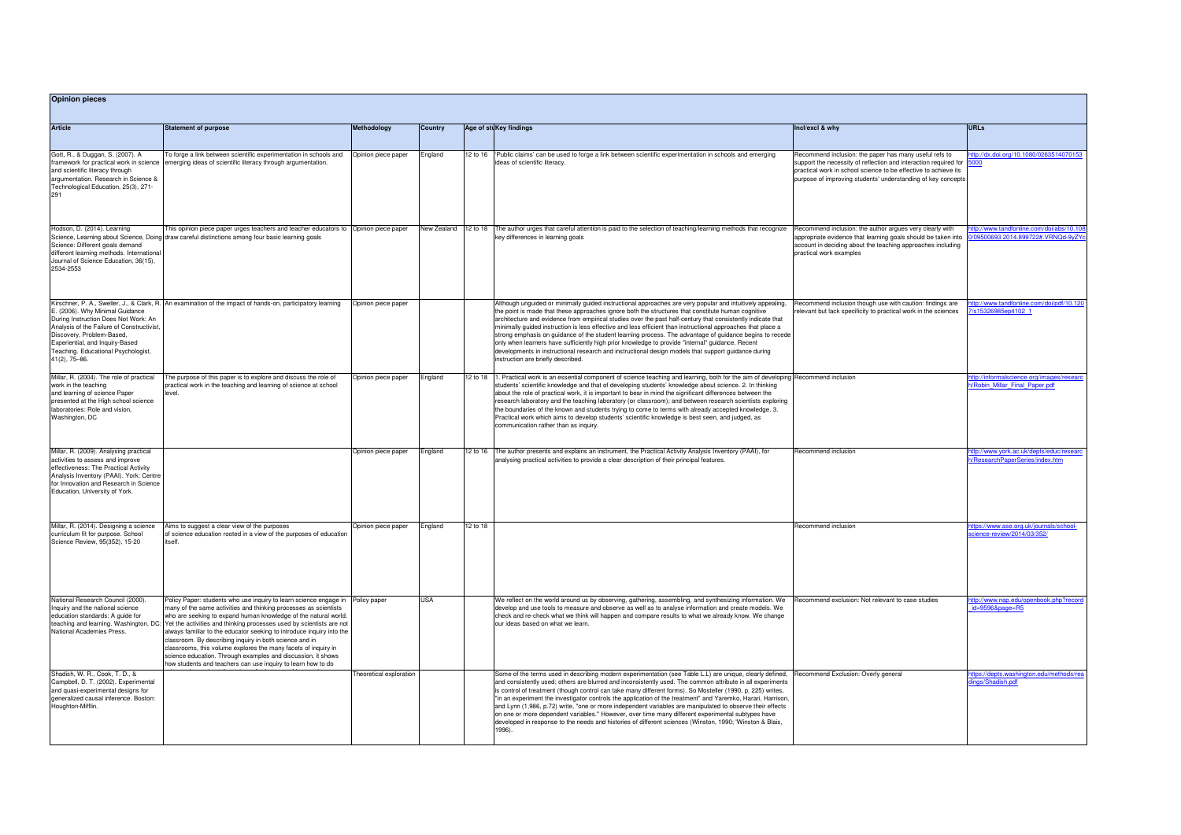## Opinion pieces

| Article | Statement of purpose | Methodology | Country | Age of stu | Key findings | Incl/excl & why | URLs |
|---|---|---|---|---|---|---|---|
| Gott, R., & Duggan, S. (2007). A framework for practical work in science and scientific literacy through argumentation. Research in Science & Technological Education, 25(3), 271-291 | To forge a link between scientific experimentation in schools and emerging ideas of scientific literacy through argumentation. | Opinion piece paper | England | 12 to 16 | 'Public claims' can be used to forge a link between scientific experimentation in schools and emerging ideas of scientific literacy. | Recommend inclusion: the paper has many useful refs to support the necessity of reflection and interaction required for practical work in school science to be effective to achieve its purpose of improving students' understanding of key concepts | http://dx.doi.org/10.1080/02635140701535000 |
| Hodson, D. (2014). Learning Science, Learning about Science, Doing Science: Different goals demand different learning methods. International Journal of Science Education, 36(15), 2534-2553 | This opinion piece paper urges teachers and teacher educators to draw careful distinctions among four basic learning goals | Opinion piece paper | New Zealand | 12 to 18 | The author urges that careful attention is paid to the selection of teaching/learning methods that recognize key differences in learning goals | Recommend inclusion: the author argues very clearly with appropriate evidence that learning goals should be taken into account in deciding about the teaching approaches including practical work examples | http://www.tandfonline.com/doi/abs/10.1080/09500693.2014.899722#.VRNQd-9yZYc |
| Kirschner, P. A., Sweller, J., & Clark, R. E. (2006). Why Minimal Guidance During Instruction Does Not Work: An Analysis of the Failure of Constructivist, Discovery, Problem-Based, Experiential, and Inquiry-Based Teaching. Educational Psychologist, 41(2), 75–86. | An examination of the impact of hands-on, participatory learning | Opinion piece paper | | | Although unguided or minimally guided instructional approaches are very popular and intuitively appealing, the point is made that these approaches ignore both the structures that constitute human cognitive architecture and evidence from empirical studies over the past half-century that consistently indicate that minimally guided instruction is less effective and less efficient than instructional approaches that place a strong emphasis on guidance of the student learning process. The advantage of guidance begins to recede only when learners have sufficiently high prior knowledge to provide "internal" guidance. Recent developments in instructional research and instructional design models that support guidance during instruction are briefly described. | Recommend inclusion though use with caution: findings are relevant but lack specificity to practical work in the sciences | http://www.tandfonline.com/doi/pdf/10.1207/s15326985ep4102_1 |
| Millar, R. (2004). The role of practical work in the teaching and learning of science Paper presented at the High school science laboratories: Role and vision, Washington, DC | The purpose of this paper is to explore and discuss the role of practical work in the teaching and learning of science at school level. | Opinion piece paper | England | 12 to 18 | 1. Practical work is an essential component of science teaching and learning, both for the aim of developing students' scientific knowledge and that of developing students' knowledge about science. 2. In thinking about the role of practical work, it is important to bear in mind the significant differences between the research laboratory and the teaching laboratory (or classroom); and between research scientists exploring the boundaries of the known and students trying to come to terms with already accepted knowledge. 3. Practical work which aims to develop students' scientific knowledge is best seen, and judged, as communication rather than as inquiry. | Recommend inclusion | http://informalscience.org/images/research/Robin_Millar_Final_Paper.pdf |
| Millar, R. (2009). Analysing practical activities to assess and improve effectiveness: The Practical Activity Analysis Inventory (PAAI). York: Centre for Innovation and Research in Science Education, University of York. | | Opinion piece paper | England | 12 to 16 | The author presents and explains an instrument, the Practical Activity Analysis Inventory (PAAI), for analysing practical activities to provide a clear description of their principal features. | Recommend inclusion | http://www.york.ac.uk/depts/educ/research/ResearchPaperSeries/index.htm |
| Millar, R. (2014). Designing a science curriculum fit for purpose. School Science Review, 95(352), 15-20 | Aims to suggest a clear view of the purposes of science education rooted in a view of the purposes of education itself. | Opinion piece paper | England | 12 to 18 | | Recommend inclusion | https://www.ase.org.uk/journals/school-science-review/2014/03/352/ |
| National Research Council (2000). Inquiry and the national science education standards: A guide for teaching and learning. Washington, DC: National Academies Press. | Policy Paper: students who use inquiry to learn science engage in many of the same activities and thinking processes as scientists who are seeking to expand human knowledge of the natural world. Yet the activities and thinking processes used by scientists are not always familiar to the educator seeking to introduce inquiry into the classroom. By describing inquiry in both science and in classrooms, this volume explores the many facets of inquiry in science education. Through examples and discussion, it shows how students and teachers can use inquiry to learn how to do | Policy paper | USA | | We reflect on the world around us by observing, gathering, assembling, and synthesizing information. We develop and use tools to measure and observe as well as to analyse information and create models. We check and re-check what we think will happen and compare results to what we already know. We change our ideas based on what we learn. | Recommend exclusion: Not relevant to case studies | http://www.nap.edu/openbook.php?record_id=9596&page=R5 |
| Shadish, W. R., Cook, T. D., & Campbell, D. T. (2002). Experimental and quasi-experimental designs for generalized causal inference. Boston: Houghton-Mifflin. | | Theoretical exploration | | | Some of the terms used in describing modern experimentation (see Table L.L) are unique, clearly defined, and consistently used; others are blurred and inconsistently used. The common attribute in all experiments is control of treatment (though control can take many different forms). So Mosteller (1990, p. 225) writes, "in an experiment the investigator controls the application of the treatment" and Yaremko, Harari, Harrison, and Lynn (1,986, p.72) write, "one or more independent variables are manipulated to observe their effects on one or more dependent variables." However, over time many different experimental subtypes have developed in response to the needs and histories of different sciences (Winston, 1990; 'Winston & Blais, 1996). | Recommend Exclusion: Overly general | https://depts.washington.edu/methods/readings/Shadish.pdf |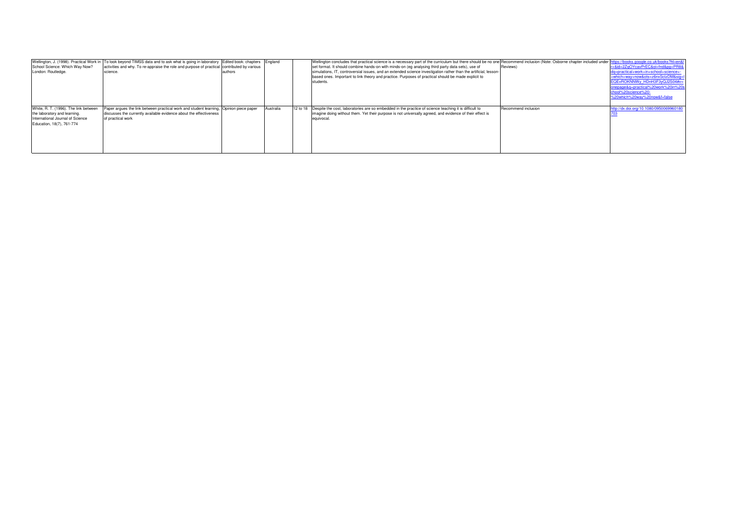| | | | | | | | |
|---|---|---|---|---|---|---|---|
| Wellington, J. (1998). Practical Work in School Science: Which Way Now? London: Routledge. | To look beyond TIMSS data and to ask what is going in laboratory activities and why. To re-appraise the role and purpose of practical science. | Edited book: chapters contributed by various authors | England | | Wellington concludes that practical science is a necessary part of the curriculum but there should be no one set format. It should combine hands-on with minds-on (eg analysing third party data sets), use of simulations, IT, controversial issues, and an extended science investigation rather than the artificial, lesson-based ones. Important to link theory and practice. Purposes of practical should be made explicit to students. | Recommend inclusion (Note: Osborne chapter included under Reviews) | https://books.google.co.uk/books?hl=en&lr=&id=2ZqOYcavPrEC&oi=fnd&pg=PR8&dq=practical+work+in+school+science+-+which+way+now&ots=z6nxSclzDM&sig=IEQEvROKNNWy_HDnH3F3yGJ2S04#v=onepage&q=practical%20work%20in%20school%20science%20-%20which%20way%20now&f=false |
| White, R. T. (1996). The link between the laboratory and learning. International Journal of Science Education, 18(7), 761-774 | Paper argues the link between practical work and student learning, discusses the currently available evidence about the effectiveness of practical work | Opinion piece paper | Australia | 12 to 18 | Despite the cost, laboratories are so embedded in the practice of science teaching it is difficult to imagine doing without them. Yet their purpose is not universally agreed, and evidence of their effect is equivocal. | Recommend inclusion | http://dx.doi.org/10.1080/0950069960180703 |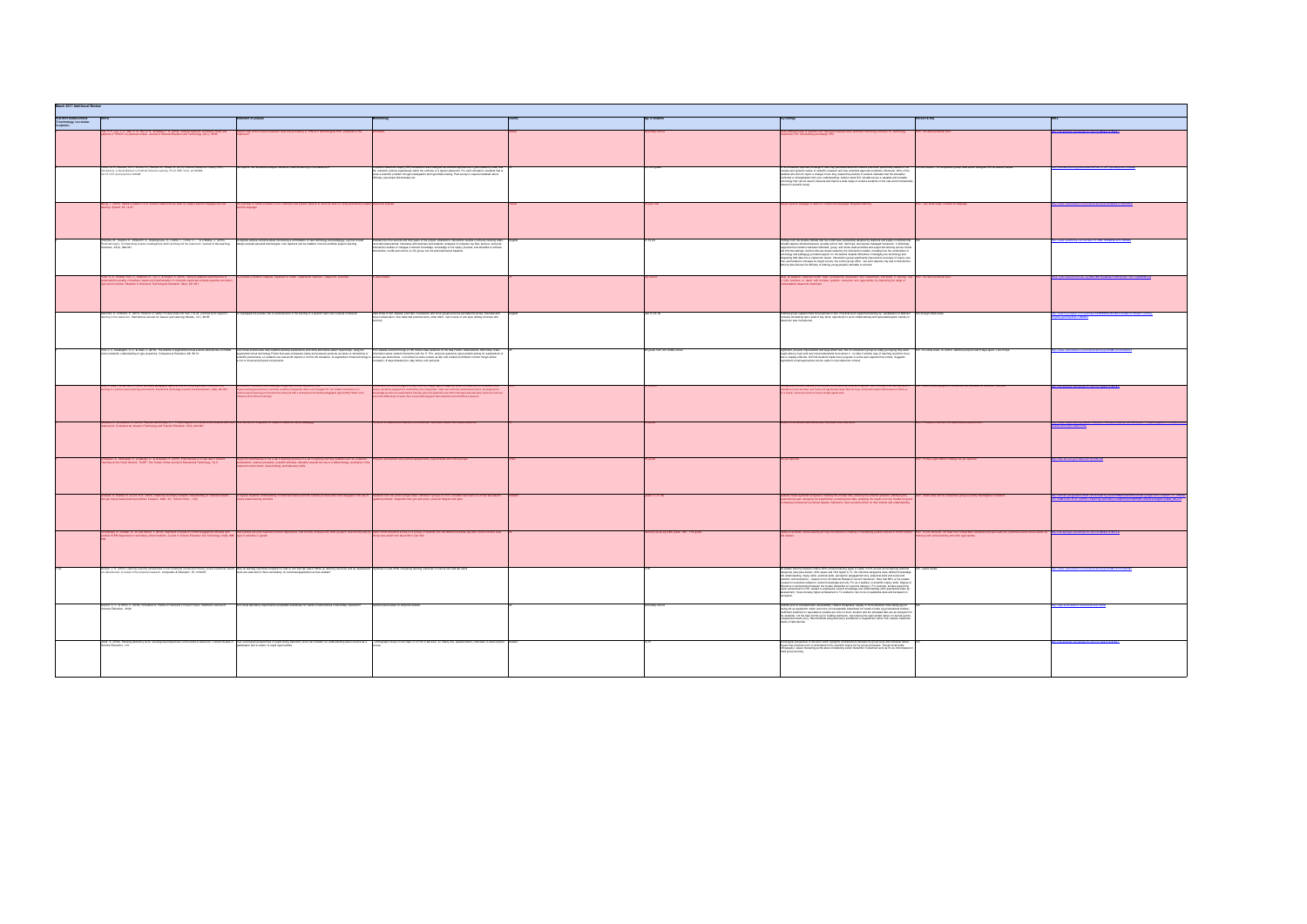March 2017 Additional Review

| 2016-2017 studies | Author | Statement of purpose | Methodology | Country | Age of students | Key findings | Relevant to study | URL |
|---|---|---|---|---|---|---|---|---|